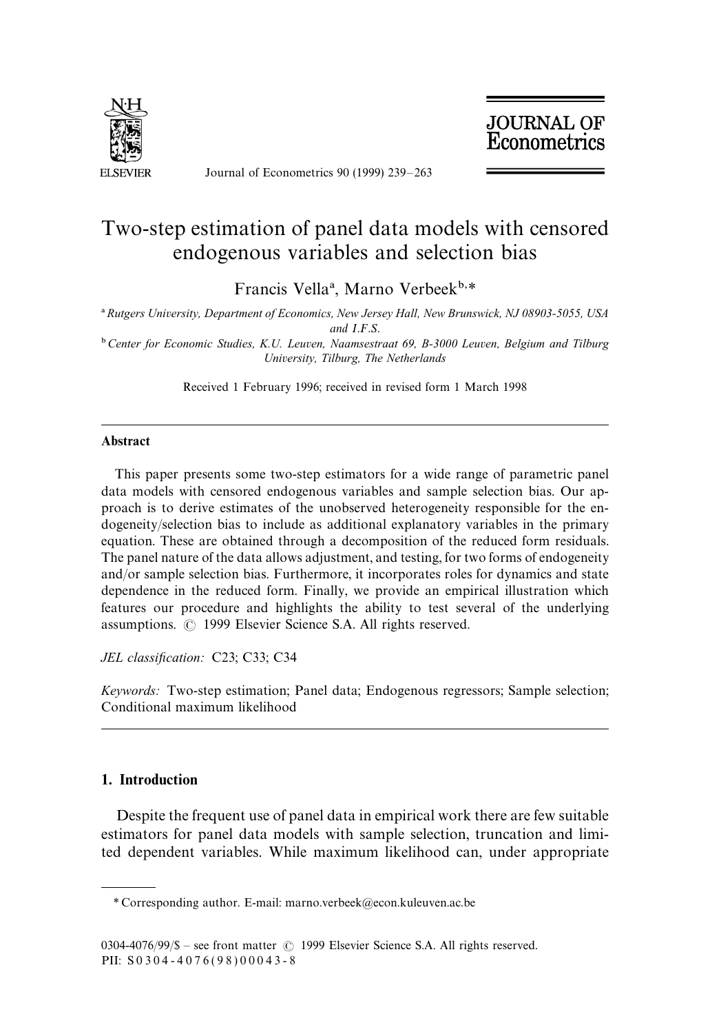# Two-step estimation of panel data models with censored endogenous variables and selection bias

Francis Vella[a], Marno Verbeek[b,*]

[a] *Rutgers University, Department of Economics, New Jersey Hall, New Brunswick, NJ 08903-5055, USA and I.F.S.*

[b] *Center for Economic Studies, K.U. Leuven, Naamsestraat 69, B-3000 Leuven, Belgium and Tilburg University, Tilburg, The Netherlands*

Received 1 February 1996; received in revised form 1 March 1998

---

**Abstract**

This paper presents some two-step estimators for a wide range of parametric panel data models with censored endogenous variables and sample selection bias. Our approach is to derive estimates of the unobserved heterogeneity responsible for the endogeneity/selection bias to include as additional explanatory variables in the primary equation. These are obtained through a decomposition of the reduced form residuals. The panel nature of the data allows adjustment, and testing, for two forms of endogeneity and/or sample selection bias. Furthermore, it incorporates roles for dynamics and state dependence in the reduced form. Finally, we provide an empirical illustration which features our procedure and highlights the ability to test several of the underlying assumptions. © 1999 Elsevier Science S.A. All rights reserved.

*JEL classification:* C23; C33; C34

*Keywords:* Two-step estimation; Panel data; Endogenous regressors; Sample selection; Conditional maximum likelihood

---

## 1. Introduction

Despite the frequent use of panel data in empirical work there are few suitable estimators for panel data models with sample selection, truncation and limited dependent variables. While maximum likelihood can, under appropriate

---

\* Corresponding author. E-mail: marno.verbeek@econ.kuleuven.ac.be

0304-4076/99/$ – see front matter © 1999 Elsevier Science S.A. All rights reserved.
PII: S0304-4076(98)00043-8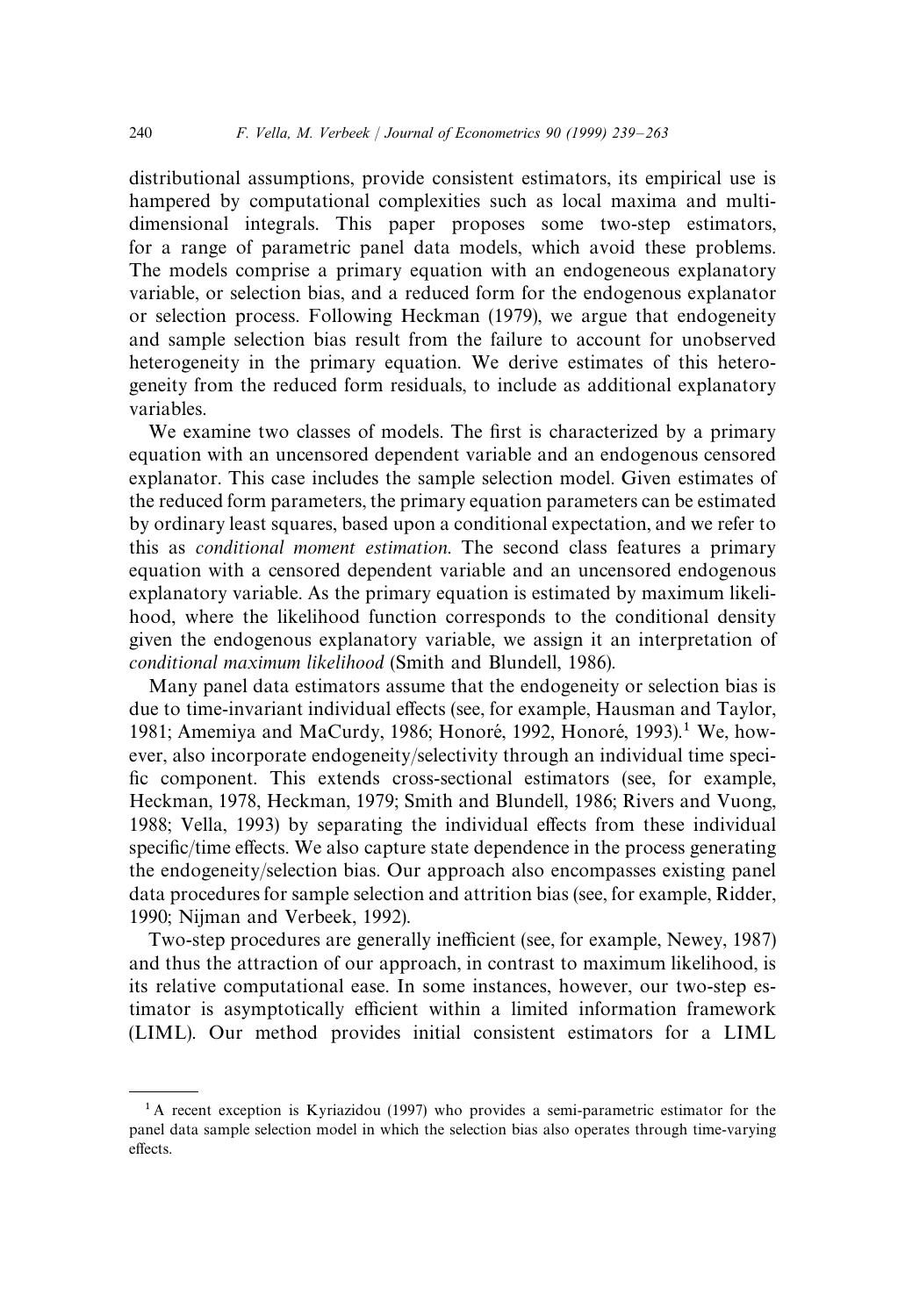distributional assumptions, provide consistent estimators, its empirical use is hampered by computational complexities such as local maxima and multi-dimensional integrals. This paper proposes some two-step estimators, for a range of parametric panel data models, which avoid these problems. The models comprise a primary equation with an endogeneous explanatory variable, or selection bias, and a reduced form for the endogenous explanator or selection process. Following Heckman (1979), we argue that endogeneity and sample selection bias result from the failure to account for unobserved heterogeneity in the primary equation. We derive estimates of this heterogeneity from the reduced form residuals, to include as additional explanatory variables.

We examine two classes of models. The first is characterized by a primary equation with an uncensored dependent variable and an endogenous censored explanator. This case includes the sample selection model. Given estimates of the reduced form parameters, the primary equation parameters can be estimated by ordinary least squares, based upon a conditional expectation, and we refer to this as *conditional moment estimation*. The second class features a primary equation with a censored dependent variable and an uncensored endogenous explanatory variable. As the primary equation is estimated by maximum likelihood, where the likelihood function corresponds to the conditional density given the endogenous explanatory variable, we assign it an interpretation of *conditional maximum likelihood* (Smith and Blundell, 1986).

Many panel data estimators assume that the endogeneity or selection bias is due to time-invariant individual effects (see, for example, Hausman and Taylor, 1981; Amemiya and MaCurdy, 1986; Honoré, 1992, Honoré, 1993).[1] We, however, also incorporate endogeneity/selectivity through an individual time specific component. This extends cross-sectional estimators (see, for example, Heckman, 1978, Heckman, 1979; Smith and Blundell, 1986; Rivers and Vuong, 1988; Vella, 1993) by separating the individual effects from these individual specific/time effects. We also capture state dependence in the process generating the endogeneity/selection bias. Our approach also encompasses existing panel data procedures for sample selection and attrition bias (see, for example, Ridder, 1990; Nijman and Verbeek, 1992).

Two-step procedures are generally inefficient (see, for example, Newey, 1987) and thus the attraction of our approach, in contrast to maximum likelihood, is its relative computational ease. In some instances, however, our two-step estimator is asymptotically efficient within a limited information framework (LIML). Our method provides initial consistent estimators for a LIML

[1] A recent exception is Kyriazidou (1997) who provides a semi-parametric estimator for the panel data sample selection model in which the selection bias also operates through time-varying effects.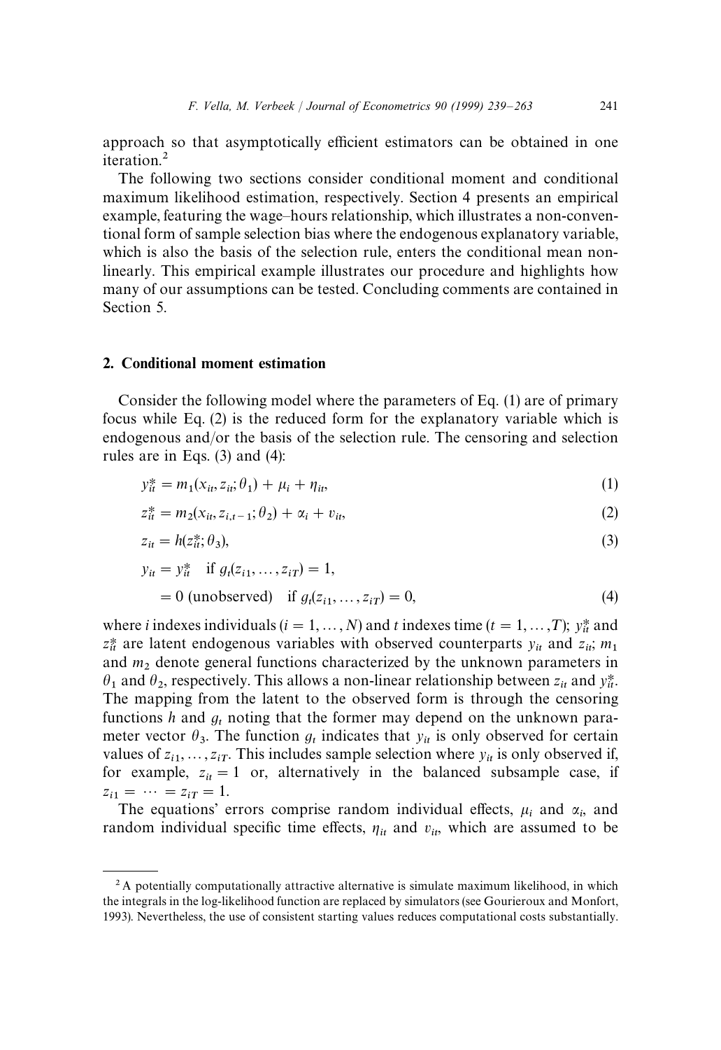approach so that asymptotically efficient estimators can be obtained in one iteration.[2]

The following two sections consider conditional moment and conditional maximum likelihood estimation, respectively. Section 4 presents an empirical example, featuring the wage–hours relationship, which illustrates a non-conventional form of sample selection bias where the endogenous explanatory variable, which is also the basis of the selection rule, enters the conditional mean non-linearly. This empirical example illustrates our procedure and highlights how many of our assumptions can be tested. Concluding comments are contained in Section 5.

## 2. Conditional moment estimation

Consider the following model where the parameters of Eq. (1) are of primary focus while Eq. (2) is the reduced form for the explanatory variable which is endogenous and/or the basis of the selection rule. The censoring and selection rules are in Eqs. (3) and (4):

$$y_{it}^{*} = m_1(x_{it}, z_{it}; \theta_1) + \mu_i + \eta_{it}, \tag{1}$$

$$z_{it}^{*} = m_2(x_{it}, z_{i,t-1}; \theta_2) + \alpha_i + v_{it}, \tag{2}$$

$$z_{it} = h(z_{it}^{*}; \theta_3), \tag{3}$$

$$\begin{aligned} y_{it} &= y_{it}^{*} \quad \text{if } g_t(z_{i1}, \ldots, z_{iT}) = 1, \\ &= 0 \text{ (unobserved)} \quad \text{if } g_t(z_{i1}, \ldots, z_{iT}) = 0, \end{aligned} \tag{4}$$

where $i$ indexes individuals ($i = 1, \ldots, N$) and $t$ indexes time ($t = 1, \ldots, T$); $y_{it}^{*}$ and $z_{it}^{*}$ are latent endogenous variables with observed counterparts $y_{it}$ and $z_{it}$; $m_1$ and $m_2$ denote general functions characterized by the unknown parameters in $\theta_1$ and $\theta_2$, respectively. This allows a non-linear relationship between $z_{it}$ and $y_{it}^{*}$. The mapping from the latent to the observed form is through the censoring functions $h$ and $g_t$ noting that the former may depend on the unknown parameter vector $\theta_3$. The function $g_t$ indicates that $y_{it}$ is only observed for certain values of $z_{i1}, \ldots, z_{iT}$. This includes sample selection where $y_{it}$ is only observed if, for example, $z_{it} = 1$ or, alternatively in the balanced subsample case, if $z_{i1} = \cdots = z_{iT} = 1$.

The equations' errors comprise random individual effects, $\mu_i$ and $\alpha_i$, and random individual specific time effects, $\eta_{it}$ and $v_{it}$, which are assumed to be

---

[2] A potentially computationally attractive alternative is simulate maximum likelihood, in which the integrals in the log-likelihood function are replaced by simulators (see Gourieroux and Monfort, 1993). Nevertheless, the use of consistent starting values reduces computational costs substantially.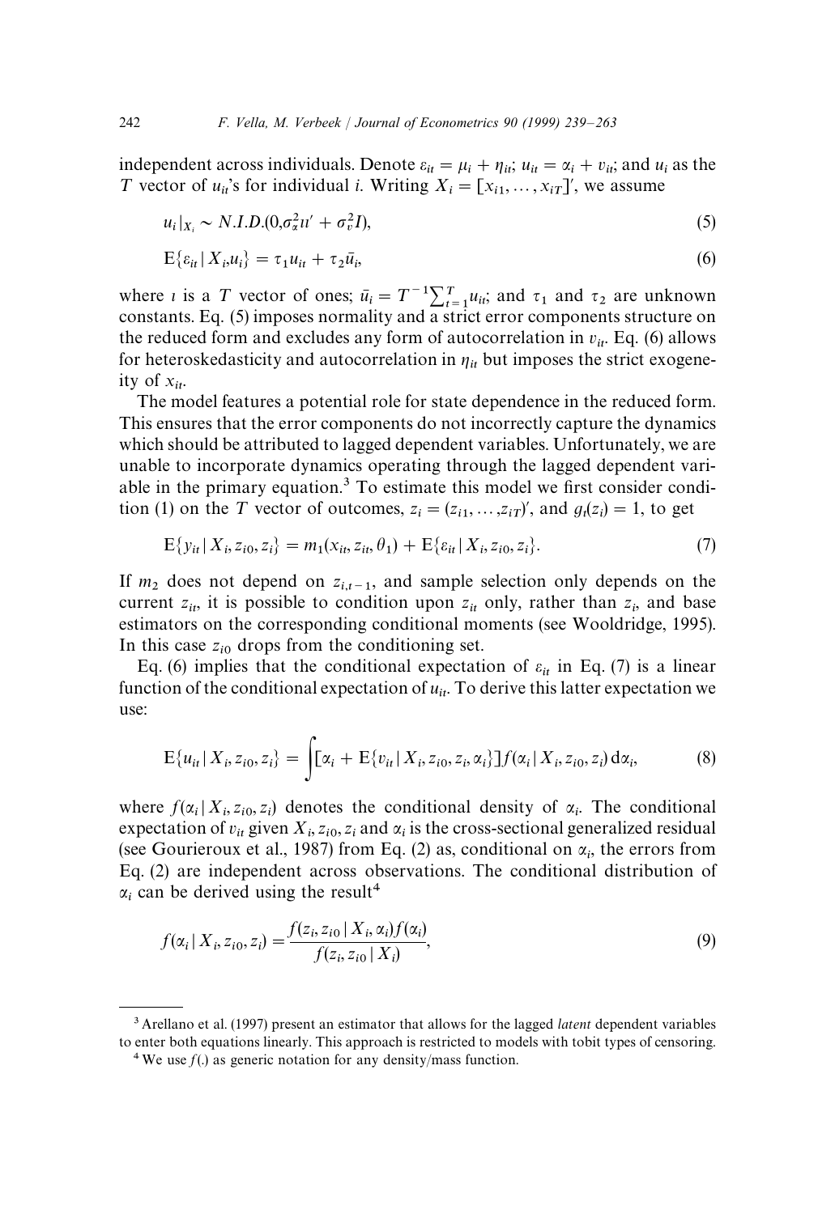independent across individuals. Denote $\varepsilon_{it} = \mu_i + \eta_{it}$; $u_{it} = \alpha_i + v_{it}$; and $u_i$ as the $T$ vector of $u_{it}$'s for individual $i$. Writing $X_i = [x_{i1}, \ldots, x_{iT}]'$, we assume

$$u_i|_{X_i} \sim N.I.D.(0, \sigma_\alpha^2 \iota\iota' + \sigma_v^2 I), \tag{5}$$

$$\mathrm{E}\{\varepsilon_{it} \mid X_i, u_i\} = \tau_1 u_{it} + \tau_2 \bar{u}_i, \tag{6}$$

where $\iota$ is a $T$ vector of ones; $\bar{u}_i = T^{-1}\sum_{t=1}^{T} u_{it}$; and $\tau_1$ and $\tau_2$ are unknown constants. Eq. (5) imposes normality and a strict error components structure on the reduced form and excludes any form of autocorrelation in $v_{it}$. Eq. (6) allows for heteroskedasticity and autocorrelation in $\eta_{it}$ but imposes the strict exogeneity of $x_{it}$.

The model features a potential role for state dependence in the reduced form. This ensures that the error components do not incorrectly capture the dynamics which should be attributed to lagged dependent variables. Unfortunately, we are unable to incorporate dynamics operating through the lagged dependent variable in the primary equation.[3] To estimate this model we first consider condition (1) on the $T$ vector of outcomes, $z_i = (z_{i1}, \ldots, z_{iT})'$, and $g_t(z_i) = 1$, to get

$$\mathrm{E}\{y_{it} \mid X_i, z_{i0}, z_i\} = m_1(x_{it}, z_{it}, \theta_1) + \mathrm{E}\{\varepsilon_{it} \mid X_i, z_{i0}, z_i\}. \tag{7}$$

If $m_2$ does not depend on $z_{i,t-1}$, and sample selection only depends on the current $z_{it}$, it is possible to condition upon $z_{it}$ only, rather than $z_i$, and base estimators on the corresponding conditional moments (see Wooldridge, 1995). In this case $z_{i0}$ drops from the conditioning set.

Eq. (6) implies that the conditional expectation of $\varepsilon_{it}$ in Eq. (7) is a linear function of the conditional expectation of $u_{it}$. To derive this latter expectation we use:

$$\mathrm{E}\{u_{it} \mid X_i, z_{i0}, z_i\} = \int [\alpha_i + \mathrm{E}\{v_{it} \mid X_i, z_{i0}, z_i, \alpha_i\}] f(\alpha_i \mid X_i, z_{i0}, z_i)\, \mathrm{d}\alpha_i, \tag{8}$$

where $f(\alpha_i \mid X_i, z_{i0}, z_i)$ denotes the conditional density of $\alpha_i$. The conditional expectation of $v_{it}$ given $X_i, z_{i0}, z_i$ and $\alpha_i$ is the cross-sectional generalized residual (see Gourieroux et al., 1987) from Eq. (2) as, conditional on $\alpha_i$, the errors from Eq. (2) are independent across observations. The conditional distribution of $\alpha_i$ can be derived using the result[4]

$$f(\alpha_i \mid X_i, z_{i0}, z_i) = \frac{f(z_i, z_{i0} \mid X_i, \alpha_i) f(\alpha_i)}{f(z_i, z_{i0} \mid X_i)}, \tag{9}$$

[3] Arellano et al. (1997) present an estimator that allows for the lagged *latent* dependent variables to enter both equations linearly. This approach is restricted to models with tobit types of censoring.

[4] We use $f(.)$ as generic notation for any density/mass function.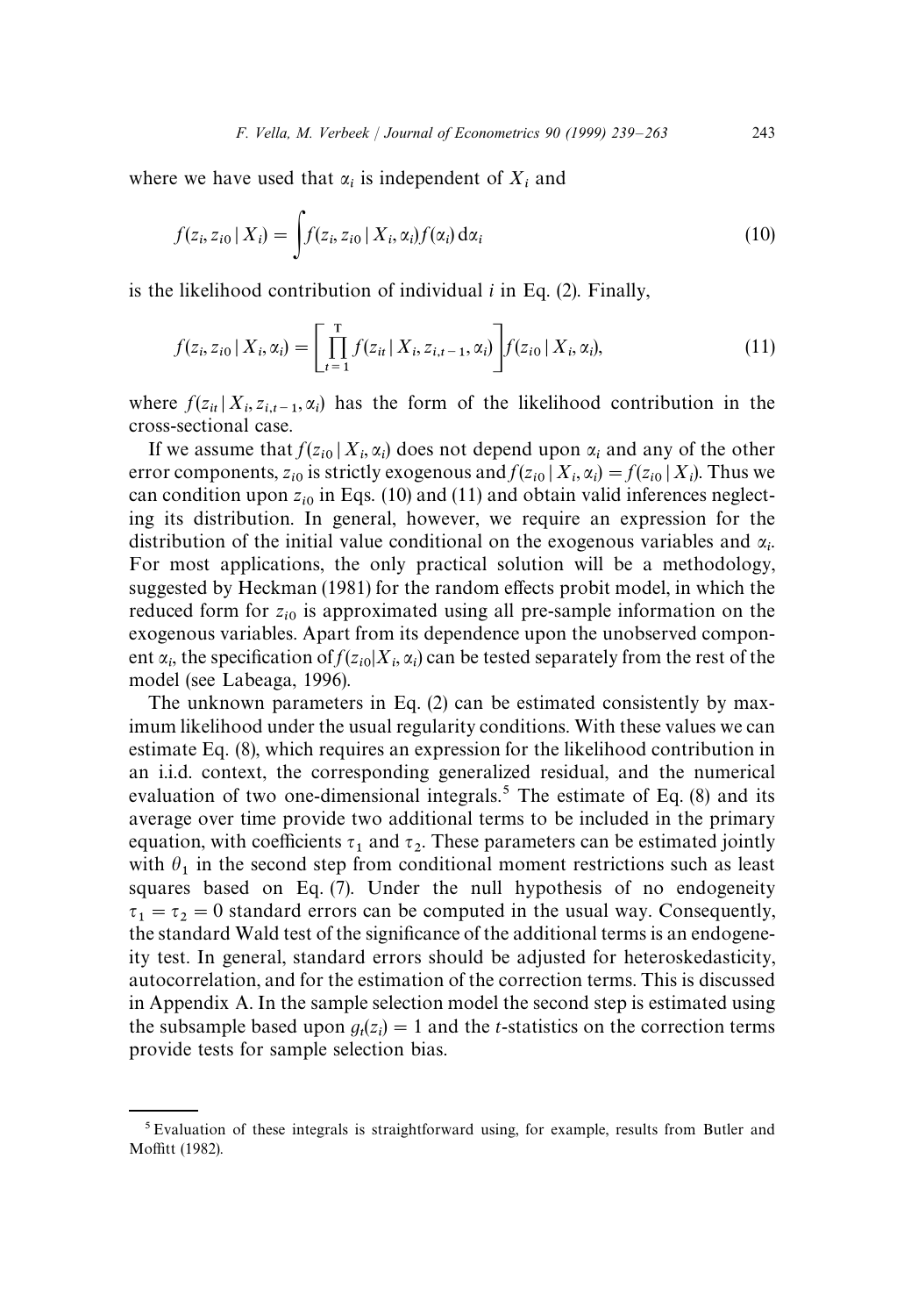where we have used that $\alpha_i$ is independent of $X_i$ and

$$f(z_i, z_{i0} \mid X_i) = \int f(z_i, z_{i0} \mid X_i, \alpha_i) f(\alpha_i)\, \mathrm{d}\alpha_i \tag{10}$$

is the likelihood contribution of individual $i$ in Eq. (2). Finally,

$$f(z_i, z_{i0} \mid X_i, \alpha_i) = \left[ \prod_{t=1}^{T} f(z_{it} \mid X_i, z_{i,t-1}, \alpha_i) \right] f(z_{i0} \mid X_i, \alpha_i), \tag{11}$$

where $f(z_{it} \mid X_i, z_{i,t-1}, \alpha_i)$ has the form of the likelihood contribution in the cross-sectional case.

If we assume that $f(z_{i0} \mid X_i, \alpha_i)$ does not depend upon $\alpha_i$ and any of the other error components, $z_{i0}$ is strictly exogenous and $f(z_{i0} \mid X_i, \alpha_i) = f(z_{i0} \mid X_i)$. Thus we can condition upon $z_{i0}$ in Eqs. (10) and (11) and obtain valid inferences neglecting its distribution. In general, however, we require an expression for the distribution of the initial value conditional on the exogenous variables and $\alpha_i$. For most applications, the only practical solution will be a methodology, suggested by Heckman (1981) for the random effects probit model, in which the reduced form for $z_{i0}$ is approximated using all pre-sample information on the exogenous variables. Apart from its dependence upon the unobserved component $\alpha_i$, the specification of $f(z_{i0}|X_i, \alpha_i)$ can be tested separately from the rest of the model (see Labeaga, 1996).

The unknown parameters in Eq. (2) can be estimated consistently by maximum likelihood under the usual regularity conditions. With these values we can estimate Eq. (8), which requires an expression for the likelihood contribution in an i.i.d. context, the corresponding generalized residual, and the numerical evaluation of two one-dimensional integrals.[5] The estimate of Eq. (8) and its average over time provide two additional terms to be included in the primary equation, with coefficients $\tau_1$ and $\tau_2$. These parameters can be estimated jointly with $\theta_1$ in the second step from conditional moment restrictions such as least squares based on Eq. (7). Under the null hypothesis of no endogeneity $\tau_1 = \tau_2 = 0$ standard errors can be computed in the usual way. Consequently, the standard Wald test of the significance of the additional terms is an endogeneity test. In general, standard errors should be adjusted for heteroskedasticity, autocorrelation, and for the estimation of the correction terms. This is discussed in Appendix A. In the sample selection model the second step is estimated using the subsample based upon $g_t(z_i) = 1$ and the $t$-statistics on the correction terms provide tests for sample selection bias.

[5] Evaluation of these integrals is straightforward using, for example, results from Butler and Moffitt (1982).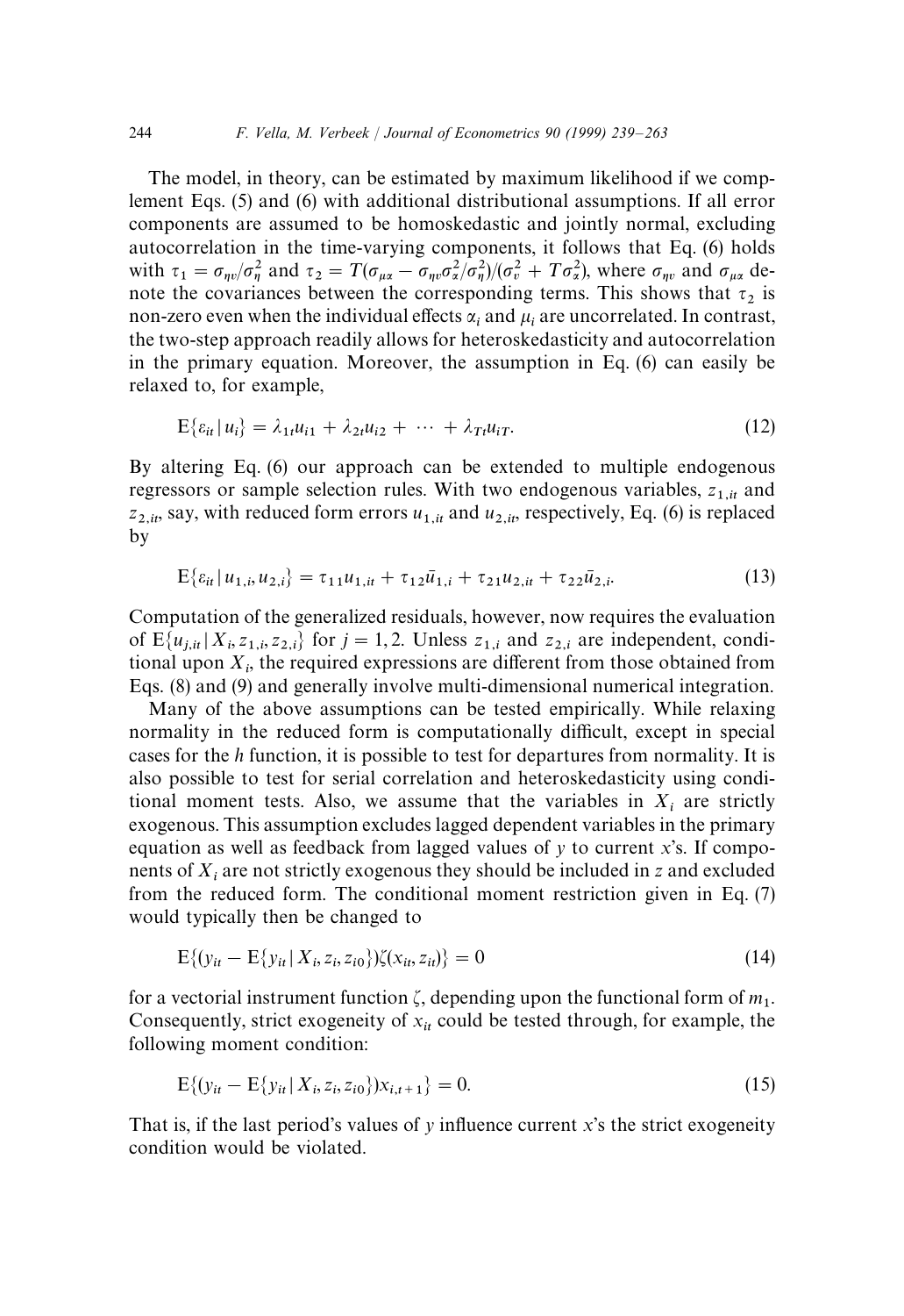The model, in theory, can be estimated by maximum likelihood if we complement Eqs. (5) and (6) with additional distributional assumptions. If all error components are assumed to be homoskedastic and jointly normal, excluding autocorrelation in the time-varying components, it follows that Eq. (6) holds with $\tau_1 = \sigma_{\eta v}/\sigma_\eta^2$ and $\tau_2 = T(\sigma_{\mu\alpha} - \sigma_{\eta v}\sigma_\alpha^2/\sigma_\eta^2)/(\sigma_v^2 + T\sigma_\alpha^2)$, where $\sigma_{\eta v}$ and $\sigma_{\mu\alpha}$ denote the covariances between the corresponding terms. This shows that $\tau_2$ is non-zero even when the individual effects $\alpha_i$ and $\mu_i$ are uncorrelated. In contrast, the two-step approach readily allows for heteroskedasticity and autocorrelation in the primary equation. Moreover, the assumption in Eq. (6) can easily be relaxed to, for example,

$$\mathrm{E}\{\varepsilon_{it} \mid u_i\} = \lambda_{1t}u_{i1} + \lambda_{2t}u_{i2} + \cdots + \lambda_{Tt}u_{iT}. \tag{12}$$

By altering Eq. (6) our approach can be extended to multiple endogenous regressors or sample selection rules. With two endogenous variables, $z_{1,it}$ and $z_{2,it}$, say, with reduced form errors $u_{1,it}$ and $u_{2,it}$, respectively, Eq. (6) is replaced by

$$\mathrm{E}\{\varepsilon_{it} \mid u_{1,i}, u_{2,i}\} = \tau_{11}u_{1,it} + \tau_{12}\bar{u}_{1,i} + \tau_{21}u_{2,it} + \tau_{22}\bar{u}_{2,i}. \tag{13}$$

Computation of the generalized residuals, however, now requires the evaluation of $\mathrm{E}\{u_{j,it} \mid X_i, z_{1,i}, z_{2,i}\}$ for $j = 1, 2$. Unless $z_{1,i}$ and $z_{2,i}$ are independent, conditional upon $X_i$, the required expressions are different from those obtained from Eqs. (8) and (9) and generally involve multi-dimensional numerical integration.

Many of the above assumptions can be tested empirically. While relaxing normality in the reduced form is computationally difficult, except in special cases for the $h$ function, it is possible to test for departures from normality. It is also possible to test for serial correlation and heteroskedasticity using conditional moment tests. Also, we assume that the variables in $X_i$ are strictly exogenous. This assumption excludes lagged dependent variables in the primary equation as well as feedback from lagged values of $y$ to current $x$'s. If components of $X_i$ are not strictly exogenous they should be included in $z$ and excluded from the reduced form. The conditional moment restriction given in Eq. (7) would typically then be changed to

$$\mathrm{E}\{(y_{it} - \mathrm{E}\{y_{it} \mid X_i, z_i, z_{i0}\})\zeta(x_{it}, z_{it})\} = 0 \tag{14}$$

for a vectorial instrument function $\zeta$, depending upon the functional form of $m_1$. Consequently, strict exogeneity of $x_{it}$ could be tested through, for example, the following moment condition:

$$\mathrm{E}\{(y_{it} - \mathrm{E}\{y_{it} \mid X_i, z_i, z_{i0}\})x_{i,t+1}\} = 0. \tag{15}$$

That is, if the last period's values of $y$ influence current $x$'s the strict exogeneity condition would be violated.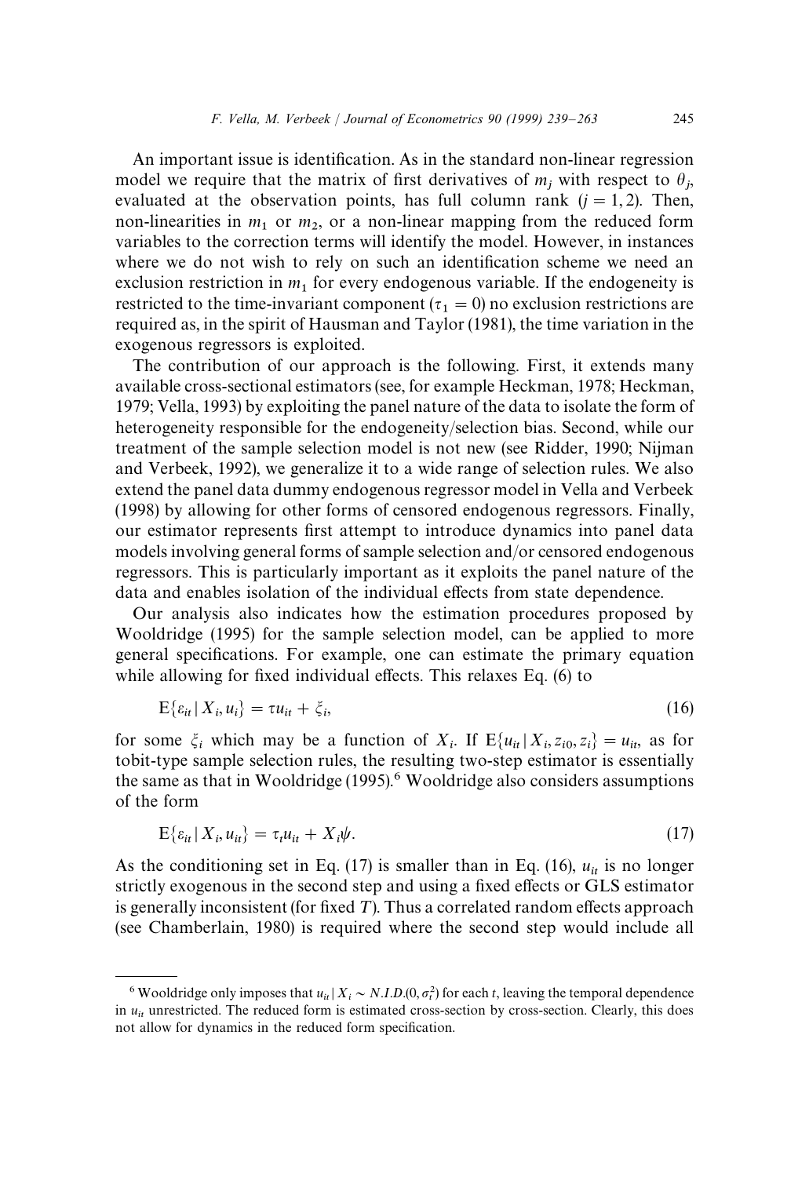An important issue is identification. As in the standard non-linear regression model we require that the matrix of first derivatives of $m_j$ with respect to $\theta_j$, evaluated at the observation points, has full column rank ($j = 1, 2$). Then, non-linearities in $m_1$ or $m_2$, or a non-linear mapping from the reduced form variables to the correction terms will identify the model. However, in instances where we do not wish to rely on such an identification scheme we need an exclusion restriction in $m_1$ for every endogenous variable. If the endogeneity is restricted to the time-invariant component ($\tau_1 = 0$) no exclusion restrictions are required as, in the spirit of Hausman and Taylor (1981), the time variation in the exogenous regressors is exploited.

The contribution of our approach is the following. First, it extends many available cross-sectional estimators (see, for example Heckman, 1978; Heckman, 1979; Vella, 1993) by exploiting the panel nature of the data to isolate the form of heterogeneity responsible for the endogeneity/selection bias. Second, while our treatment of the sample selection model is not new (see Ridder, 1990; Nijman and Verbeek, 1992), we generalize it to a wide range of selection rules. We also extend the panel data dummy endogenous regressor model in Vella and Verbeek (1998) by allowing for other forms of censored endogenous regressors. Finally, our estimator represents first attempt to introduce dynamics into panel data models involving general forms of sample selection and/or censored endogenous regressors. This is particularly important as it exploits the panel nature of the data and enables isolation of the individual effects from state dependence.

Our analysis also indicates how the estimation procedures proposed by Wooldridge (1995) for the sample selection model, can be applied to more general specifications. For example, one can estimate the primary equation while allowing for fixed individual effects. This relaxes Eq. (6) to

$$\mathrm{E}\{\varepsilon_{it} \,|\, X_i, u_i\} = \tau u_{it} + \xi_i, \tag{16}$$

for some $\xi_i$ which may be a function of $X_i$. If $\mathrm{E}\{u_{it} \,|\, X_i, z_{i0}, z_i\} = u_{it}$, as for tobit-type sample selection rules, the resulting two-step estimator is essentially the same as that in Wooldridge (1995).[6] Wooldridge also considers assumptions of the form

$$\mathrm{E}\{\varepsilon_{it} \,|\, X_i, u_{it}\} = \tau_t u_{it} + X_i \psi. \tag{17}$$

As the conditioning set in Eq. (17) is smaller than in Eq. (16), $u_{it}$ is no longer strictly exogenous in the second step and using a fixed effects or GLS estimator is generally inconsistent (for fixed $T$). Thus a correlated random effects approach (see Chamberlain, 1980) is required where the second step would include all

---

[6] Wooldridge only imposes that $u_{it} \,|\, X_i \sim N.I.D.(0, \sigma_t^2)$ for each $t$, leaving the temporal dependence in $u_{it}$ unrestricted. The reduced form is estimated cross-section by cross-section. Clearly, this does not allow for dynamics in the reduced form specification.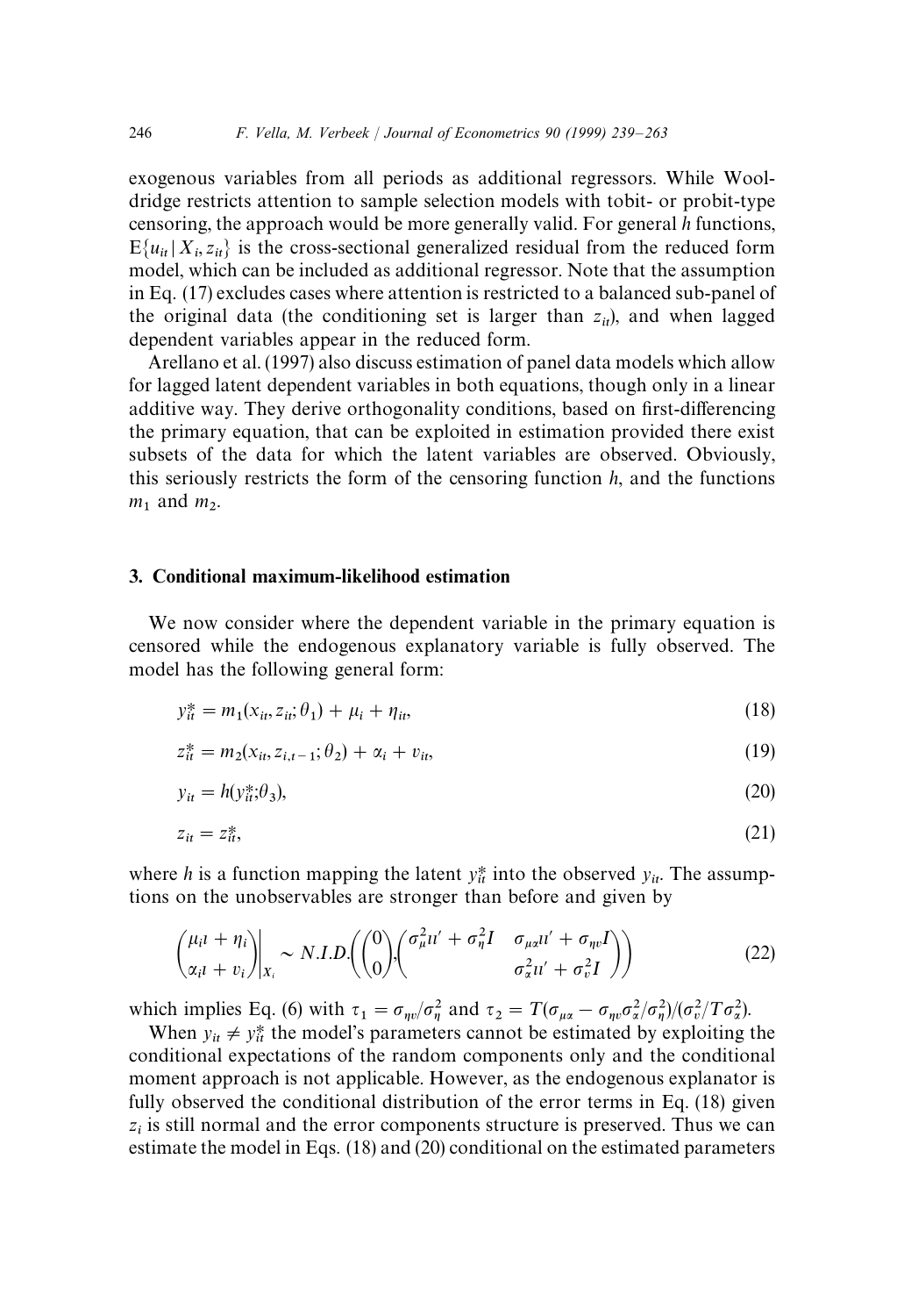exogenous variables from all periods as additional regressors. While Wooldridge restricts attention to sample selection models with tobit- or probit-type censoring, the approach would be more generally valid. For general $h$ functions, $\mathrm{E}\{u_{it} \mid X_i, z_{it}\}$ is the cross-sectional generalized residual from the reduced form model, which can be included as additional regressor. Note that the assumption in Eq. (17) excludes cases where attention is restricted to a balanced sub-panel of the original data (the conditioning set is larger than $z_{it}$), and when lagged dependent variables appear in the reduced form.

Arellano et al. (1997) also discuss estimation of panel data models which allow for lagged latent dependent variables in both equations, though only in a linear additive way. They derive orthogonality conditions, based on first-differencing the primary equation, that can be exploited in estimation provided there exist subsets of the data for which the latent variables are observed. Obviously, this seriously restricts the form of the censoring function $h$, and the functions $m_1$ and $m_2$.

## 3. Conditional maximum-likelihood estimation

We now consider where the dependent variable in the primary equation is censored while the endogenous explanatory variable is fully observed. The model has the following general form:

$$y_{it}^{*} = m_1(x_{it}, z_{it}; \theta_1) + \mu_i + \eta_{it}, \tag{18}$$

$$z_{it}^{*} = m_2(x_{it}, z_{i,t-1}; \theta_2) + \alpha_i + v_{it}, \tag{19}$$

$$y_{it} = h(y_{it}^{*}; \theta_3), \tag{20}$$

$$z_{it} = z_{it}^{*}, \tag{21}$$

where $h$ is a function mapping the latent $y_{it}^{*}$ into the observed $y_{it}$. The assumptions on the unobservables are stronger than before and given by

$$\left.\begin{pmatrix} \mu_i \iota + \eta_i \\ \alpha_i \iota + v_i \end{pmatrix}\right|_{X_i} \sim N.I.D.\left( \begin{pmatrix} 0 \\ 0 \end{pmatrix}, \begin{pmatrix} \sigma_\mu^2 \iota\iota' + \sigma_\eta^2 I & \sigma_{\mu\alpha}\iota\iota' + \sigma_{\eta v} I \\ & \sigma_\alpha^2 \iota\iota' + \sigma_v^2 I \end{pmatrix} \right) \tag{22}$$

which implies Eq. (6) with $\tau_1 = \sigma_{\eta v}/\sigma_\eta^2$ and $\tau_2 = T(\sigma_{\mu\alpha} - \sigma_{\eta v}\sigma_\alpha^2/\sigma_\eta^2)/(\sigma_v^2/T\sigma_\alpha^2)$.

When $y_{it} \neq y_{it}^{*}$ the model's parameters cannot be estimated by exploiting the conditional expectations of the random components only and the conditional moment approach is not applicable. However, as the endogenous explanator is fully observed the conditional distribution of the error terms in Eq. (18) given $z_i$ is still normal and the error components structure is preserved. Thus we can estimate the model in Eqs. (18) and (20) conditional on the estimated parameters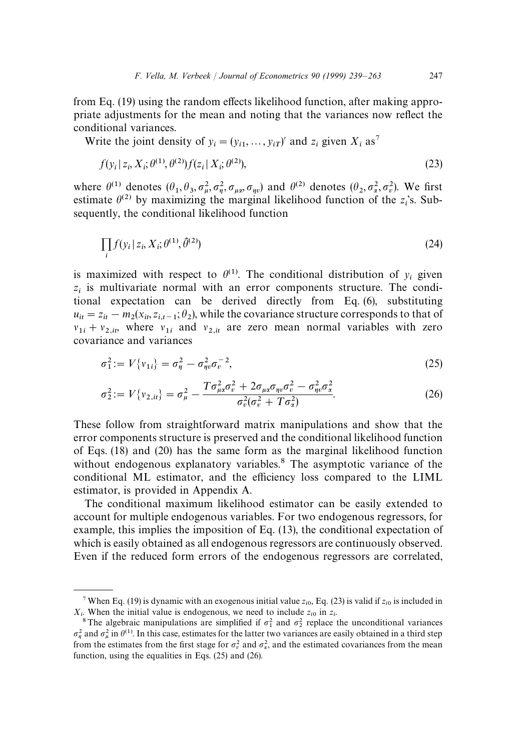from Eq. (19) using the random effects likelihood function, after making appropriate adjustments for the mean and noting that the variances now reflect the conditional variances.

Write the joint density of $y_i = (y_{i1}, \ldots, y_{iT})'$ and $z_i$ given $X_i$ as[7]

$$f(y_i \mid z_i, X_i; \theta^{(1)}, \theta^{(2)}) f(z_i \mid X_i; \theta^{(2)}), \tag{23}$$

where $\theta^{(1)}$ denotes $(\theta_1, \theta_3, \sigma_\mu^2, \sigma_\eta^2, \sigma_{\mu\alpha}, \sigma_{\eta v})$ and $\theta^{(2)}$ denotes $(\theta_2, \sigma_\alpha^2, \sigma_v^2)$. We first estimate $\theta^{(2)}$ by maximizing the marginal likelihood function of the $z_i$'s. Subsequently, the conditional likelihood function

$$\prod_i f(y_i \mid z_i, X_i; \theta^{(1)}, \hat{\theta}^{(2)}) \tag{24}$$

is maximized with respect to $\theta^{(1)}$. The conditional distribution of $y_i$ given $z_i$ is multivariate normal with an error components structure. The conditional expectation can be derived directly from Eq. (6), substituting $u_{it} = z_{it} - m_2(x_{it}, z_{i,t-1}; \theta_2)$, while the covariance structure corresponds to that of $v_{1i} + v_{2,it}$, where $v_{1i}$ and $v_{2,it}$ are zero mean normal variables with zero covariance and variances

$$\sigma_1^2 := V\{v_{1i}\} = \sigma_\eta^2 - \sigma_{\eta v}^2 \sigma_v^{-2}, \tag{25}$$

$$\sigma_2^2 := V\{v_{2,it}\} = \sigma_\mu^2 - \frac{T\sigma_{\mu\alpha}^2 \sigma_v^2 + 2\sigma_{\mu\alpha}\sigma_{\eta v}\sigma_v^2 - \sigma_{\eta v}^2 \sigma_\alpha^2}{\sigma_v^2(\sigma_v^2 + T\sigma_\alpha^2)}. \tag{26}$$

These follow from straightforward matrix manipulations and show that the error components structure is preserved and the conditional likelihood function of Eqs. (18) and (20) has the same form as the marginal likelihood function without endogenous explanatory variables.[8] The asymptotic variance of the conditional ML estimator, and the efficiency loss compared to the LIML estimator, is provided in Appendix A.

The conditional maximum likelihood estimator can be easily extended to account for multiple endogenous variables. For two endogenous regressors, for example, this implies the imposition of Eq. (13), the conditional expectation of which is easily obtained as all endogenous regressors are continuously observed. Even if the reduced form errors of the endogenous regressors are correlated,

---

[7] When Eq. (19) is dynamic with an exogenous initial value $z_{i0}$, Eq. (23) is valid if $z_{i0}$ is included in $X_i$. When the initial value is endogenous, we need to include $z_{i0}$ in $z_i$.

[8] The algebraic manipulations are simplified if $\sigma_1^2$ and $\sigma_2^2$ replace the unconditional variances $\sigma_\eta^2$ and $\sigma_\mu^2$ in $\theta^{(1)}$. In this case, estimates for the latter two variances are easily obtained in a third step from the estimates from the first stage for $\sigma_v^2$ and $\sigma_\alpha^2$, and the estimated covariances from the mean function, using the equalities in Eqs. (25) and (26).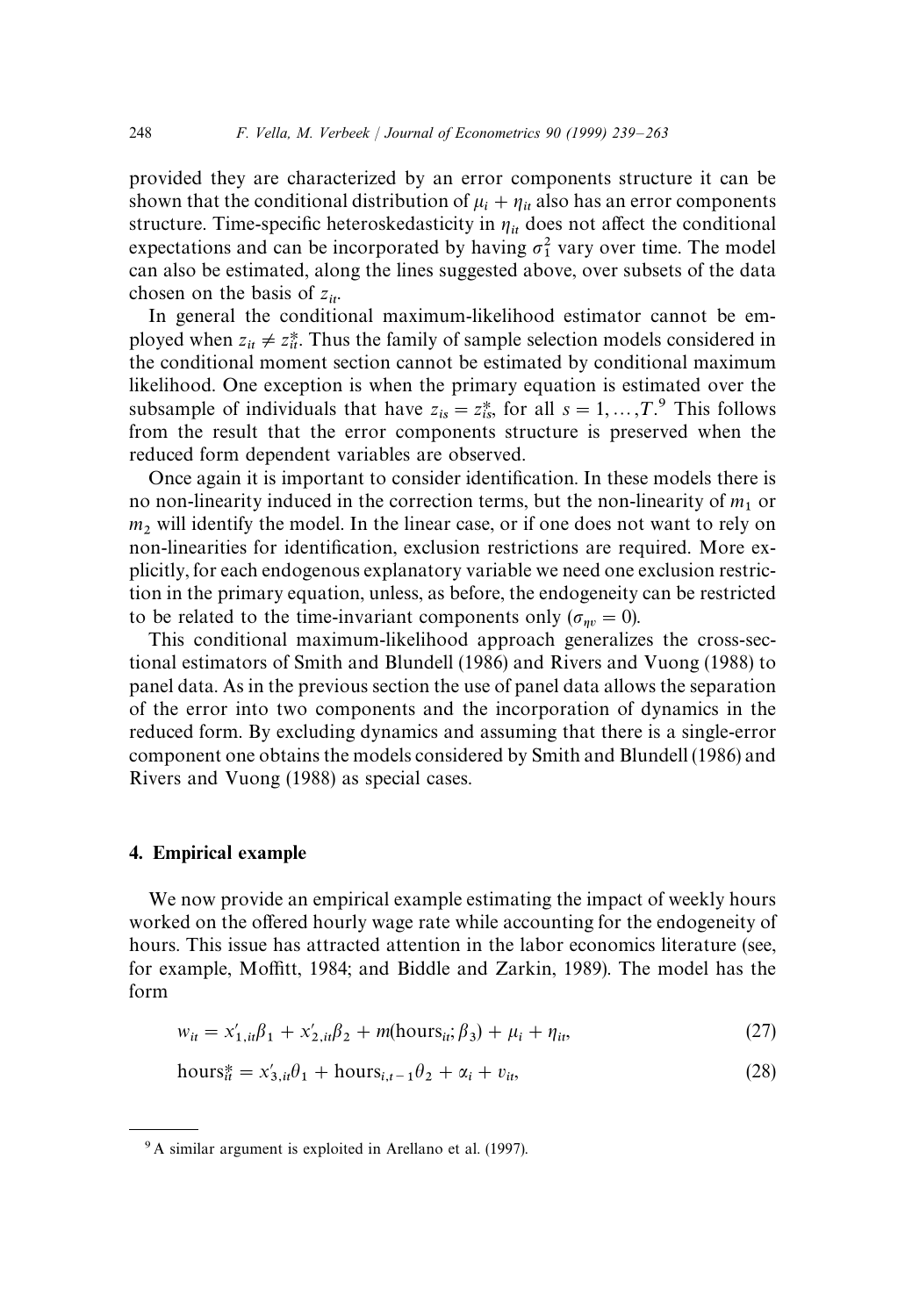provided they are characterized by an error components structure it can be shown that the conditional distribution of $\mu_i + \eta_{it}$ also has an error components structure. Time-specific heteroskedasticity in $\eta_{it}$ does not affect the conditional expectations and can be incorporated by having $\sigma_1^2$ vary over time. The model can also be estimated, along the lines suggested above, over subsets of the data chosen on the basis of $z_{it}$.

In general the conditional maximum-likelihood estimator cannot be employed when $z_{it} \neq z_{it}^*$. Thus the family of sample selection models considered in the conditional moment section cannot be estimated by conditional maximum likelihood. One exception is when the primary equation is estimated over the subsample of individuals that have $z_{is} = z_{is}^*$, for all $s = 1, \ldots, T$.[9] This follows from the result that the error components structure is preserved when the reduced form dependent variables are observed.

Once again it is important to consider identification. In these models there is no non-linearity induced in the correction terms, but the non-linearity of $m_1$ or $m_2$ will identify the model. In the linear case, or if one does not want to rely on non-linearities for identification, exclusion restrictions are required. More explicitly, for each endogenous explanatory variable we need one exclusion restriction in the primary equation, unless, as before, the endogeneity can be restricted to be related to the time-invariant components only ($\sigma_{\eta v} = 0$).

This conditional maximum-likelihood approach generalizes the cross-sectional estimators of Smith and Blundell (1986) and Rivers and Vuong (1988) to panel data. As in the previous section the use of panel data allows the separation of the error into two components and the incorporation of dynamics in the reduced form. By excluding dynamics and assuming that there is a single-error component one obtains the models considered by Smith and Blundell (1986) and Rivers and Vuong (1988) as special cases.

## 4. Empirical example

We now provide an empirical example estimating the impact of weekly hours worked on the offered hourly wage rate while accounting for the endogeneity of hours. This issue has attracted attention in the labor economics literature (see, for example, Moffitt, 1984; and Biddle and Zarkin, 1989). The model has the form

$$w_{it} = x'_{1,it}\beta_1 + x'_{2,it}\beta_2 + m(\text{hours}_{it}; \beta_3) + \mu_i + \eta_{it}, \tag{27}$$

$$\text{hours}_{it}^* = x'_{3,it}\theta_1 + \text{hours}_{i,t-1}\theta_2 + \alpha_i + v_{it}, \tag{28}$$

---

[9] A similar argument is exploited in Arellano et al. (1997).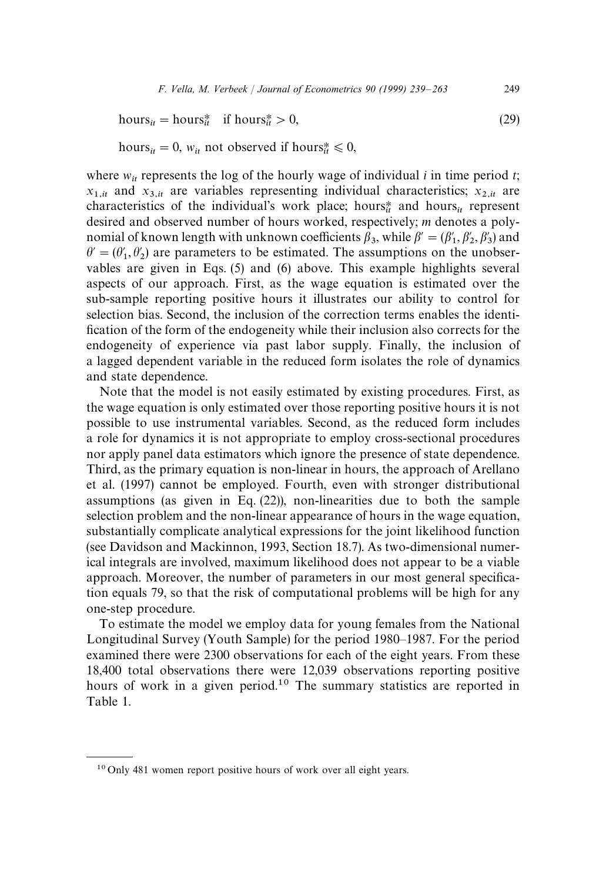$$\text{hours}_{it} = \text{hours}^*_{it} \quad \text{if } \text{hours}^*_{it} > 0, \tag{29}$$

$$\text{hours}_{it} = 0, \; w_{it} \text{ not observed if } \text{hours}^*_{it} \leqslant 0,$$

where $w_{it}$ represents the log of the hourly wage of individual $i$ in time period $t$; $x_{1,it}$ and $x_{3,it}$ are variables representing individual characteristics; $x_{2,it}$ are characteristics of the individual's work place; $\text{hours}^*_{it}$ and $\text{hours}_{it}$ represent desired and observed number of hours worked, respectively; $m$ denotes a polynomial of known length with unknown coefficients $\beta_3$, while $\beta' = (\beta'_1, \beta'_2, \beta'_3)$ and $\theta' = (\theta'_1, \theta'_2)$ are parameters to be estimated. The assumptions on the unobservables are given in Eqs. (5) and (6) above. This example highlights several aspects of our approach. First, as the wage equation is estimated over the sub-sample reporting positive hours it illustrates our ability to control for selection bias. Second, the inclusion of the correction terms enables the identification of the form of the endogeneity while their inclusion also corrects for the endogeneity of experience via past labor supply. Finally, the inclusion of a lagged dependent variable in the reduced form isolates the role of dynamics and state dependence.

Note that the model is not easily estimated by existing procedures. First, as the wage equation is only estimated over those reporting positive hours it is not possible to use instrumental variables. Second, as the reduced form includes a role for dynamics it is not appropriate to employ cross-sectional procedures nor apply panel data estimators which ignore the presence of state dependence. Third, as the primary equation is non-linear in hours, the approach of Arellano et al. (1997) cannot be employed. Fourth, even with stronger distributional assumptions (as given in Eq. (22)), non-linearities due to both the sample selection problem and the non-linear appearance of hours in the wage equation, substantially complicate analytical expressions for the joint likelihood function (see Davidson and Mackinnon, 1993, Section 18.7). As two-dimensional numerical integrals are involved, maximum likelihood does not appear to be a viable approach. Moreover, the number of parameters in our most general specification equals 79, so that the risk of computational problems will be high for any one-step procedure.

To estimate the model we employ data for young females from the National Longitudinal Survey (Youth Sample) for the period 1980–1987. For the period examined there were 2300 observations for each of the eight years. From these 18,400 total observations there were 12,039 observations reporting positive hours of work in a given period.[10] The summary statistics are reported in Table 1.

[10] Only 481 women report positive hours of work over all eight years.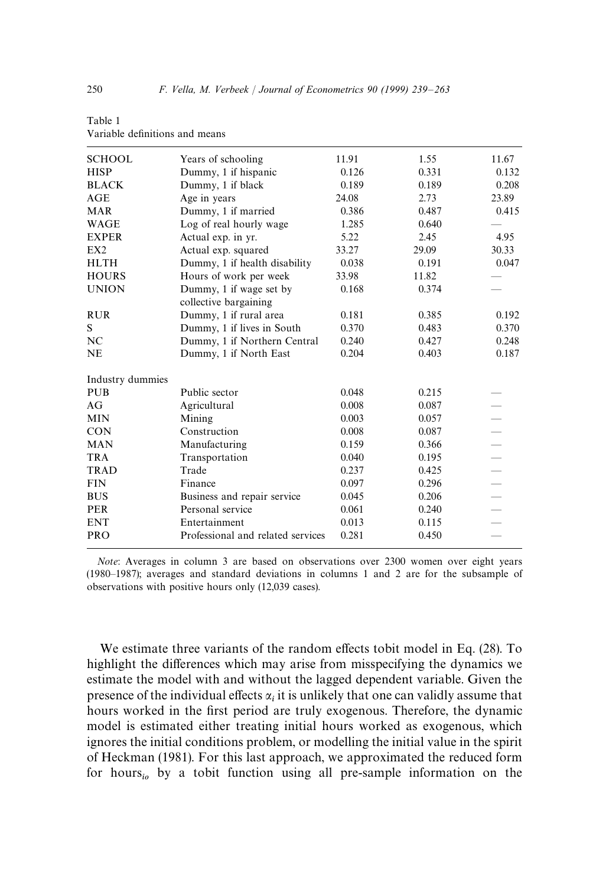Table 1
Variable definitions and means

| | | | | |
|---|---|---|---|---|
| SCHOOL | Years of schooling | 11.91 | 1.55 | 11.67 |
| HISP | Dummy, 1 if hispanic | 0.126 | 0.331 | 0.132 |
| BLACK | Dummy, 1 if black | 0.189 | 0.189 | 0.208 |
| AGE | Age in years | 24.08 | 2.73 | 23.89 |
| MAR | Dummy, 1 if married | 0.386 | 0.487 | 0.415 |
| WAGE | Log of real hourly wage | 1.285 | 0.640 | — |
| EXPER | Actual exp. in yr. | 5.22 | 2.45 | 4.95 |
| EX2 | Actual exp. squared | 33.27 | 29.09 | 30.33 |
| HLTH | Dummy, 1 if health disability | 0.038 | 0.191 | 0.047 |
| HOURS | Hours of work per week | 33.98 | 11.82 | — |
| UNION | Dummy, 1 if wage set by collective bargaining | 0.168 | 0.374 | — |
| RUR | Dummy, 1 if rural area | 0.181 | 0.385 | 0.192 |
| S | Dummy, 1 if lives in South | 0.370 | 0.483 | 0.370 |
| NC | Dummy, 1 if Northern Central | 0.240 | 0.427 | 0.248 |
| NE | Dummy, 1 if North East | 0.204 | 0.403 | 0.187 |
| Industry dummies | | | | |
| PUB | Public sector | 0.048 | 0.215 | — |
| AG | Agricultural | 0.008 | 0.087 | — |
| MIN | Mining | 0.003 | 0.057 | — |
| CON | Construction | 0.008 | 0.087 | — |
| MAN | Manufacturing | 0.159 | 0.366 | — |
| TRA | Transportation | 0.040 | 0.195 | — |
| TRAD | Trade | 0.237 | 0.425 | — |
| FIN | Finance | 0.097 | 0.296 | — |
| BUS | Business and repair service | 0.045 | 0.206 | — |
| PER | Personal service | 0.061 | 0.240 | — |
| ENT | Entertainment | 0.013 | 0.115 | — |
| PRO | Professional and related services | 0.281 | 0.450 | — |

*Note*: Averages in column 3 are based on observations over 2300 women over eight years (1980–1987); averages and standard deviations in columns 1 and 2 are for the subsample of observations with positive hours only (12,039 cases).

We estimate three variants of the random effects tobit model in Eq. (28). To highlight the differences which may arise from misspecifying the dynamics we estimate the model with and without the lagged dependent variable. Given the presence of the individual effects $\alpha_i$ it is unlikely that one can validly assume that hours worked in the first period are truly exogenous. Therefore, the dynamic model is estimated either treating initial hours worked as exogenous, which ignores the initial conditions problem, or modelling the initial value in the spirit of Heckman (1981). For this last approach, we approximated the reduced form for $\text{hours}_{io}$ by a tobit function using all pre-sample information on the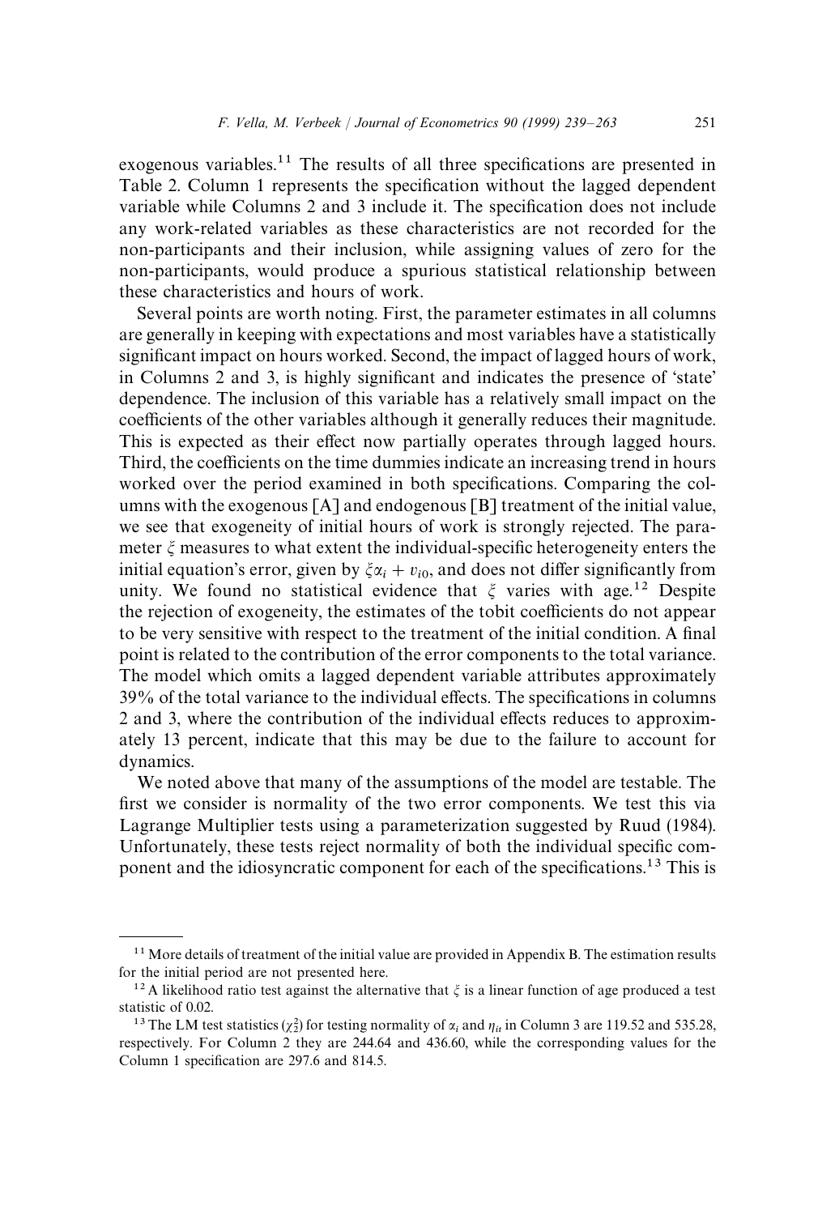exogenous variables.[11] The results of all three specifications are presented in Table 2. Column 1 represents the specification without the lagged dependent variable while Columns 2 and 3 include it. The specification does not include any work-related variables as these characteristics are not recorded for the non-participants and their inclusion, while assigning values of zero for the non-participants, would produce a spurious statistical relationship between these characteristics and hours of work.

Several points are worth noting. First, the parameter estimates in all columns are generally in keeping with expectations and most variables have a statistically significant impact on hours worked. Second, the impact of lagged hours of work, in Columns 2 and 3, is highly significant and indicates the presence of 'state' dependence. The inclusion of this variable has a relatively small impact on the coefficients of the other variables although it generally reduces their magnitude. This is expected as their effect now partially operates through lagged hours. Third, the coefficients on the time dummies indicate an increasing trend in hours worked over the period examined in both specifications. Comparing the columns with the exogenous [A] and endogenous [B] treatment of the initial value, we see that exogeneity of initial hours of work is strongly rejected. The parameter $\xi$ measures to what extent the individual-specific heterogeneity enters the initial equation's error, given by $\xi\alpha_i + v_{i0}$, and does not differ significantly from unity. We found no statistical evidence that $\xi$ varies with age.[12] Despite the rejection of exogeneity, the estimates of the tobit coefficients do not appear to be very sensitive with respect to the treatment of the initial condition. A final point is related to the contribution of the error components to the total variance. The model which omits a lagged dependent variable attributes approximately 39% of the total variance to the individual effects. The specifications in columns 2 and 3, where the contribution of the individual effects reduces to approximately 13 percent, indicate that this may be due to the failure to account for dynamics.

We noted above that many of the assumptions of the model are testable. The first we consider is normality of the two error components. We test this via Lagrange Multiplier tests using a parameterization suggested by Ruud (1984). Unfortunately, these tests reject normality of both the individual specific component and the idiosyncratic component for each of the specifications.[13] This is

---

[11] More details of treatment of the initial value are provided in Appendix B. The estimation results for the initial period are not presented here.

[12] A likelihood ratio test against the alternative that $\xi$ is a linear function of age produced a test statistic of 0.02.

[13] The LM test statistics ($\chi^2_2$) for testing normality of $\alpha_i$ and $\eta_{it}$ in Column 3 are 119.52 and 535.28, respectively. For Column 2 they are 244.64 and 436.60, while the corresponding values for the Column 1 specification are 297.6 and 814.5.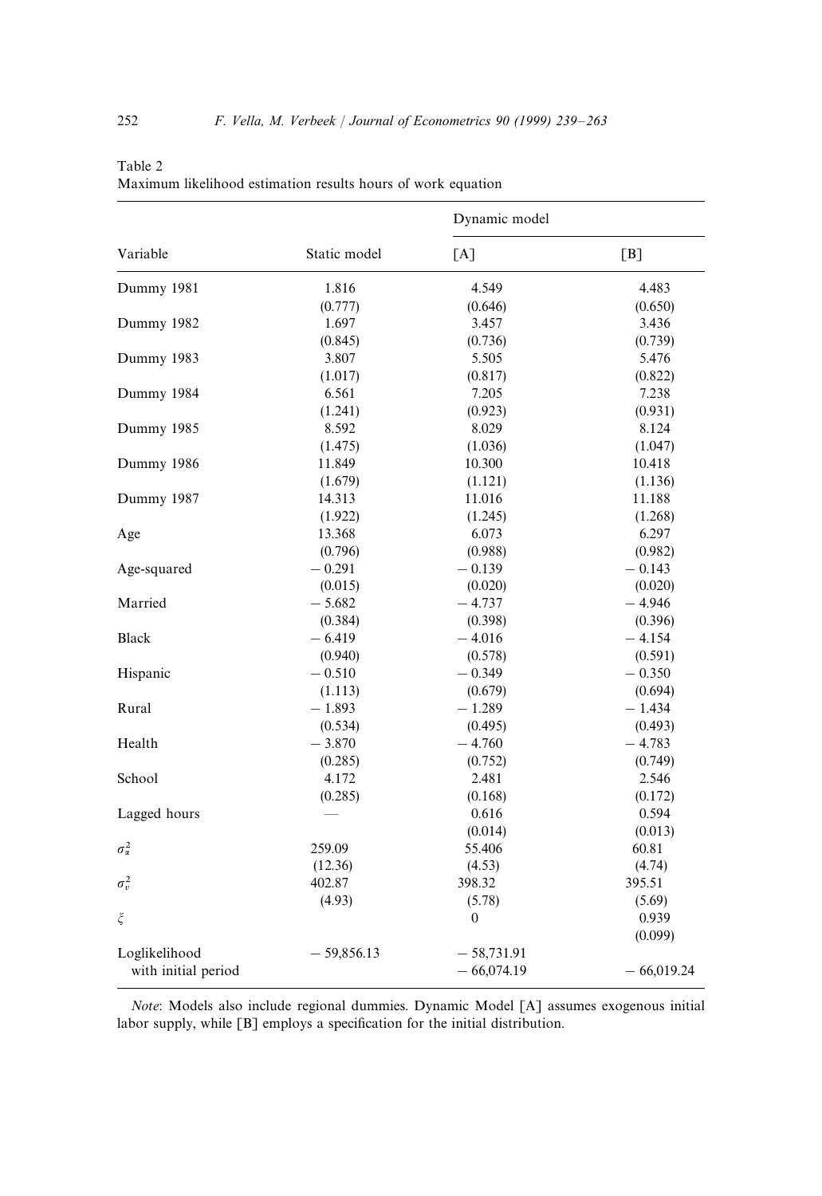Table 2
Maximum likelihood estimation results hours of work equation

| Variable | Static model | Dynamic model [A] | Dynamic model [B] |
|---|---|---|---|
| Dummy 1981 | 1.816 | 4.549 | 4.483 |
| | (0.777) | (0.646) | (0.650) |
| Dummy 1982 | 1.697 | 3.457 | 3.436 |
| | (0.845) | (0.736) | (0.739) |
| Dummy 1983 | 3.807 | 5.505 | 5.476 |
| | (1.017) | (0.817) | (0.822) |
| Dummy 1984 | 6.561 | 7.205 | 7.238 |
| | (1.241) | (0.923) | (0.931) |
| Dummy 1985 | 8.592 | 8.029 | 8.124 |
| | (1.475) | (1.036) | (1.047) |
| Dummy 1986 | 11.849 | 10.300 | 10.418 |
| | (1.679) | (1.121) | (1.136) |
| Dummy 1987 | 14.313 | 11.016 | 11.188 |
| | (1.922) | (1.245) | (1.268) |
| Age | 13.368 | 6.073 | 6.297 |
| | (0.796) | (0.988) | (0.982) |
| Age-squared | − 0.291 | − 0.139 | − 0.143 |
| | (0.015) | (0.020) | (0.020) |
| Married | − 5.682 | − 4.737 | − 4.946 |
| | (0.384) | (0.398) | (0.396) |
| Black | − 6.419 | − 4.016 | − 4.154 |
| | (0.940) | (0.578) | (0.591) |
| Hispanic | − 0.510 | − 0.349 | − 0.350 |
| | (1.113) | (0.679) | (0.694) |
| Rural | − 1.893 | − 1.289 | − 1.434 |
| | (0.534) | (0.495) | (0.493) |
| Health | − 3.870 | − 4.760 | − 4.783 |
| | (0.285) | (0.752) | (0.749) |
| School | 4.172 | 2.481 | 2.546 |
| | (0.285) | (0.168) | (0.172) |
| Lagged hours | — | 0.616 | 0.594 |
| | | (0.014) | (0.013) |
| $\sigma_\alpha^2$ | 259.09 | 55.406 | 60.81 |
| | (12.36) | (4.53) | (4.74) |
| $\sigma_v^2$ | 402.87 | 398.32 | 395.51 |
| | (4.93) | (5.78) | (5.69) |
| $\xi$ | | 0 | 0.939 |
| | | | (0.099) |
| Loglikelihood | − 59,856.13 | − 58,731.91 | |
| with initial period | | − 66,074.19 | − 66,019.24 |

*Note*: Models also include regional dummies. Dynamic Model [A] assumes exogenous initial labor supply, while [B] employs a specification for the initial distribution.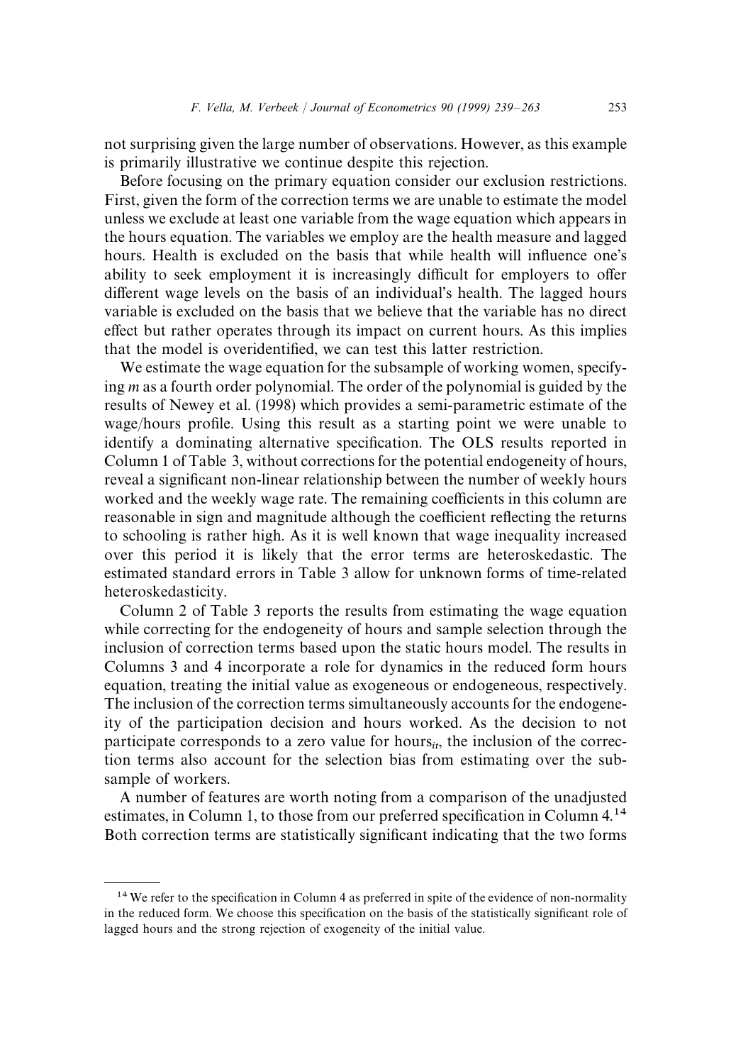not surprising given the large number of observations. However, as this example is primarily illustrative we continue despite this rejection.

Before focusing on the primary equation consider our exclusion restrictions. First, given the form of the correction terms we are unable to estimate the model unless we exclude at least one variable from the wage equation which appears in the hours equation. The variables we employ are the health measure and lagged hours. Health is excluded on the basis that while health will influence one's ability to seek employment it is increasingly difficult for employers to offer different wage levels on the basis of an individual's health. The lagged hours variable is excluded on the basis that we believe that the variable has no direct effect but rather operates through its impact on current hours. As this implies that the model is overidentified, we can test this latter restriction.

We estimate the wage equation for the subsample of working women, specifying $m$ as a fourth order polynomial. The order of the polynomial is guided by the results of Newey et al. (1998) which provides a semi-parametric estimate of the wage/hours profile. Using this result as a starting point we were unable to identify a dominating alternative specification. The OLS results reported in Column 1 of Table 3, without corrections for the potential endogeneity of hours, reveal a significant non-linear relationship between the number of weekly hours worked and the weekly wage rate. The remaining coefficients in this column are reasonable in sign and magnitude although the coefficient reflecting the returns to schooling is rather high. As it is well known that wage inequality increased over this period it is likely that the error terms are heteroskedastic. The estimated standard errors in Table 3 allow for unknown forms of time-related heteroskedasticity.

Column 2 of Table 3 reports the results from estimating the wage equation while correcting for the endogeneity of hours and sample selection through the inclusion of correction terms based upon the static hours model. The results in Columns 3 and 4 incorporate a role for dynamics in the reduced form hours equation, treating the initial value as exogeneous or endogeneous, respectively. The inclusion of the correction terms simultaneously accounts for the endogeneity of the participation decision and hours worked. As the decision to not participate corresponds to a zero value for $\text{hours}_{it}$, the inclusion of the correction terms also account for the selection bias from estimating over the subsample of workers.

A number of features are worth noting from a comparison of the unadjusted estimates, in Column 1, to those from our preferred specification in Column 4.[14] Both correction terms are statistically significant indicating that the two forms

[14] We refer to the specification in Column 4 as preferred in spite of the evidence of non-normality in the reduced form. We choose this specification on the basis of the statistically significant role of lagged hours and the strong rejection of exogeneity of the initial value.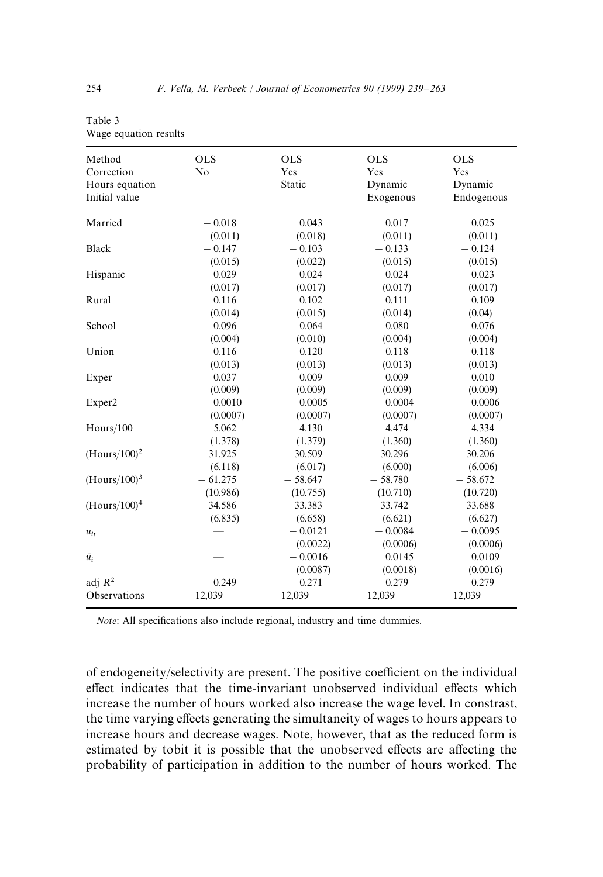Table 3
Wage equation results

| Method | OLS | OLS | OLS | OLS |
|---|---|---|---|---|
| Correction | No | Yes | Yes | Yes |
| Hours equation | — | Static | Dynamic | Dynamic |
| Initial value | — | — | Exogenous | Endogenous |
| Married | − 0.018 | 0.043 | 0.017 | 0.025 |
| | (0.011) | (0.018) | (0.011) | (0.011) |
| Black | − 0.147 | − 0.103 | − 0.133 | − 0.124 |
| | (0.015) | (0.022) | (0.015) | (0.015) |
| Hispanic | − 0.029 | − 0.024 | − 0.024 | − 0.023 |
| | (0.017) | (0.017) | (0.017) | (0.017) |
| Rural | − 0.116 | − 0.102 | − 0.111 | − 0.109 |
| | (0.014) | (0.015) | (0.014) | (0.04) |
| School | 0.096 | 0.064 | 0.080 | 0.076 |
| | (0.004) | (0.010) | (0.004) | (0.004) |
| Union | 0.116 | 0.120 | 0.118 | 0.118 |
| | (0.013) | (0.013) | (0.013) | (0.013) |
| Exper | 0.037 | 0.009 | − 0.009 | − 0.010 |
| | (0.009) | (0.009) | (0.009) | (0.009) |
| Exper2 | − 0.0010 | − 0.0005 | 0.0004 | 0.0006 |
| | (0.0007) | (0.0007) | (0.0007) | (0.0007) |
| Hours/100 | − 5.062 | − 4.130 | − 4.474 | − 4.334 |
| | (1.378) | (1.379) | (1.360) | (1.360) |
| $(\text{Hours}/100)^2$ | 31.925 | 30.509 | 30.296 | 30.206 |
| | (6.118) | (6.017) | (6.000) | (6.006) |
| $(\text{Hours}/100)^3$ | − 61.275 | − 58.647 | − 58.780 | − 58.672 |
| | (10.986) | (10.755) | (10.710) | (10.720) |
| $(\text{Hours}/100)^4$ | 34.586 | 33.383 | 33.742 | 33.688 |
| | (6.835) | (6.658) | (6.621) | (6.627) |
| $u_{it}$ | — | − 0.0121 | − 0.0084 | − 0.0095 |
| | | (0.0022) | (0.0006) | (0.0006) |
| $\bar{u}_i$ | — | − 0.0016 | 0.0145 | 0.0109 |
| | | (0.0087) | (0.0018) | (0.0016) |
| adj $R^2$ | 0.249 | 0.271 | 0.279 | 0.279 |
| Observations | 12,039 | 12,039 | 12,039 | 12,039 |

*Note*: All specifications also include regional, industry and time dummies.

of endogeneity/selectivity are present. The positive coefficient on the individual effect indicates that the time-invariant unobserved individual effects which increase the number of hours worked also increase the wage level. In constrast, the time varying effects generating the simultaneity of wages to hours appears to increase hours and decrease wages. Note, however, that as the reduced form is estimated by tobit it is possible that the unobserved effects are affecting the probability of participation in addition to the number of hours worked. The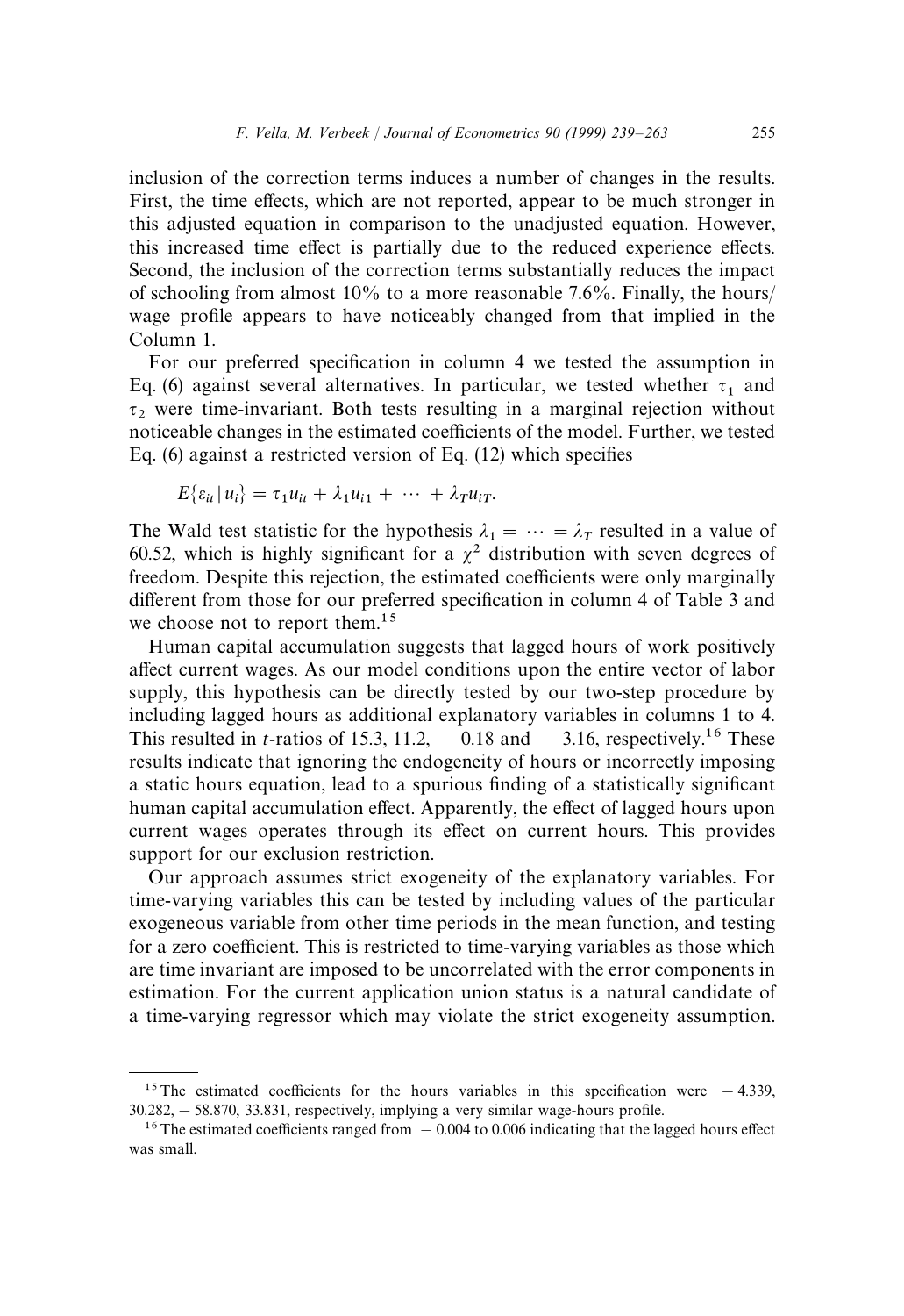inclusion of the correction terms induces a number of changes in the results. First, the time effects, which are not reported, appear to be much stronger in this adjusted equation in comparison to the unadjusted equation. However, this increased time effect is partially due to the reduced experience effects. Second, the inclusion of the correction terms substantially reduces the impact of schooling from almost 10% to a more reasonable 7.6%. Finally, the hours/wage profile appears to have noticeably changed from that implied in the Column 1.

For our preferred specification in column 4 we tested the assumption in Eq. (6) against several alternatives. In particular, we tested whether $\tau_1$ and $\tau_2$ were time-invariant. Both tests resulting in a marginal rejection without noticeable changes in the estimated coefficients of the model. Further, we tested Eq. (6) against a restricted version of Eq. (12) which specifies

$$E\{\varepsilon_{it} \mid u_i\} = \tau_1 u_{it} + \lambda_1 u_{i1} + \cdots + \lambda_T u_{iT}.$$

The Wald test statistic for the hypothesis $\lambda_1 = \cdots = \lambda_T$ resulted in a value of 60.52, which is highly significant for a $\chi^2$ distribution with seven degrees of freedom. Despite this rejection, the estimated coefficients were only marginally different from those for our preferred specification in column 4 of Table 3 and we choose not to report them.[15]

Human capital accumulation suggests that lagged hours of work positively affect current wages. As our model conditions upon the entire vector of labor supply, this hypothesis can be directly tested by our two-step procedure by including lagged hours as additional explanatory variables in columns 1 to 4. This resulted in $t$-ratios of 15.3, 11.2, $-0.18$ and $-3.16$, respectively.[16] These results indicate that ignoring the endogeneity of hours or incorrectly imposing a static hours equation, lead to a spurious finding of a statistically significant human capital accumulation effect. Apparently, the effect of lagged hours upon current wages operates through its effect on current hours. This provides support for our exclusion restriction.

Our approach assumes strict exogeneity of the explanatory variables. For time-varying variables this can be tested by including values of the particular exogeneous variable from other time periods in the mean function, and testing for a zero coefficient. This is restricted to time-varying variables as those which are time invariant are imposed to be uncorrelated with the error components in estimation. For the current application union status is a natural candidate of a time-varying regressor which may violate the strict exogeneity assumption.

---

[15] The estimated coefficients for the hours variables in this specification were $-4.339$, 30.282, $-58.870$, 33.831, respectively, implying a very similar wage-hours profile.

[16] The estimated coefficients ranged from $-0.004$ to 0.006 indicating that the lagged hours effect was small.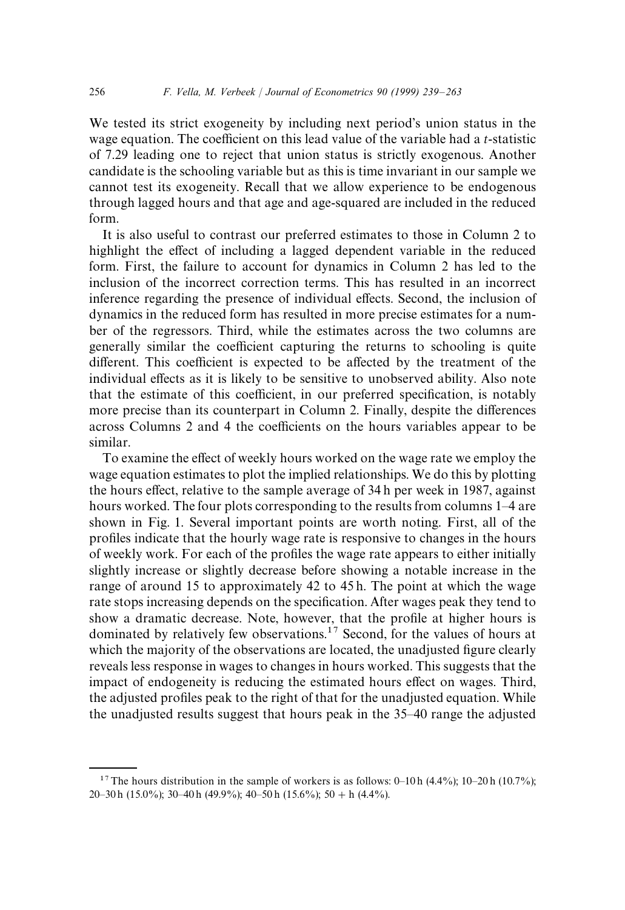We tested its strict exogeneity by including next period's union status in the wage equation. The coefficient on this lead value of the variable had a $t$-statistic of 7.29 leading one to reject that union status is strictly exogenous. Another candidate is the schooling variable but as this is time invariant in our sample we cannot test its exogeneity. Recall that we allow experience to be endogenous through lagged hours and that age and age-squared are included in the reduced form.

It is also useful to contrast our preferred estimates to those in Column 2 to highlight the effect of including a lagged dependent variable in the reduced form. First, the failure to account for dynamics in Column 2 has led to the inclusion of the incorrect correction terms. This has resulted in an incorrect inference regarding the presence of individual effects. Second, the inclusion of dynamics in the reduced form has resulted in more precise estimates for a number of the regressors. Third, while the estimates across the two columns are generally similar the coefficient capturing the returns to schooling is quite different. This coefficient is expected to be affected by the treatment of the individual effects as it is likely to be sensitive to unobserved ability. Also note that the estimate of this coefficient, in our preferred specification, is notably more precise than its counterpart in Column 2. Finally, despite the differences across Columns 2 and 4 the coefficients on the hours variables appear to be similar.

To examine the effect of weekly hours worked on the wage rate we employ the wage equation estimates to plot the implied relationships. We do this by plotting the hours effect, relative to the sample average of 34 h per week in 1987, against hours worked. The four plots corresponding to the results from columns 1–4 are shown in Fig. 1. Several important points are worth noting. First, all of the profiles indicate that the hourly wage rate is responsive to changes in the hours of weekly work. For each of the profiles the wage rate appears to either initially slightly increase or slightly decrease before showing a notable increase in the range of around 15 to approximately 42 to 45 h. The point at which the wage rate stops increasing depends on the specification. After wages peak they tend to show a dramatic decrease. Note, however, that the profile at higher hours is dominated by relatively few observations.[17] Second, for the values of hours at which the majority of the observations are located, the unadjusted figure clearly reveals less response in wages to changes in hours worked. This suggests that the impact of endogeneity is reducing the estimated hours effect on wages. Third, the adjusted profiles peak to the right of that for the unadjusted equation. While the unadjusted results suggest that hours peak in the 35–40 range the adjusted

[17] The hours distribution in the sample of workers is as follows: 0–10 h (4.4%); 10–20 h (10.7%); 20–30 h (15.0%); 30–40 h (49.9%); 40–50 h (15.6%); 50 + h (4.4%).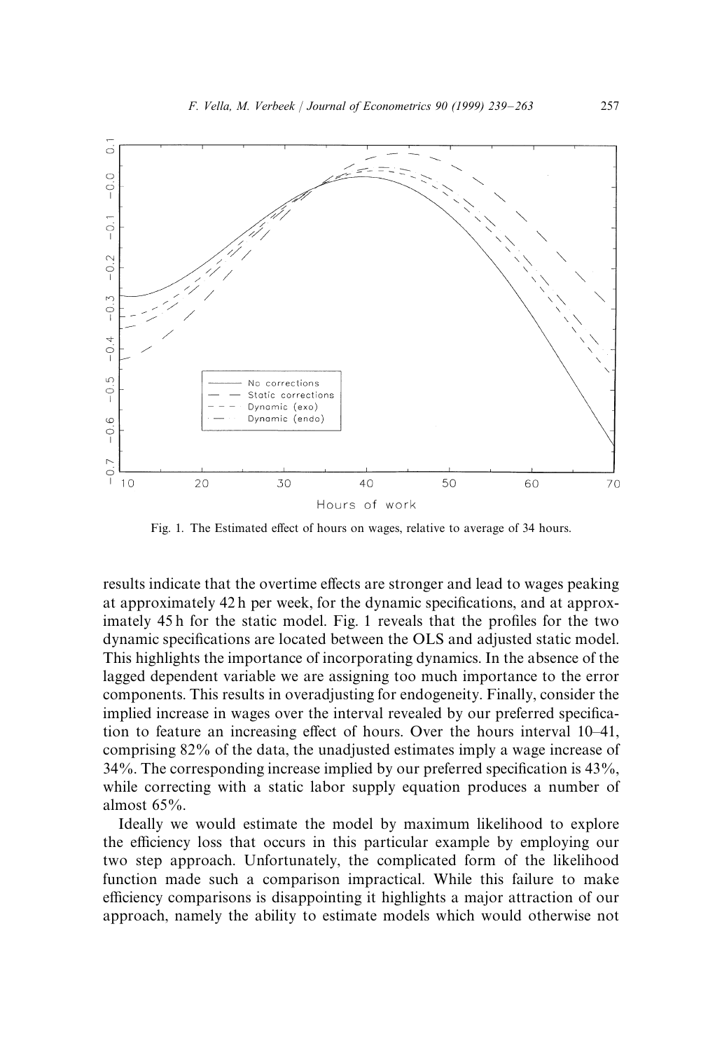Fig. 1. The Estimated effect of hours on wages, relative to average of 34 hours.

results indicate that the overtime effects are stronger and lead to wages peaking at approximately 42 h per week, for the dynamic specifications, and at approximately 45 h for the static model. Fig. 1 reveals that the profiles for the two dynamic specifications are located between the OLS and adjusted static model. This highlights the importance of incorporating dynamics. In the absence of the lagged dependent variable we are assigning too much importance to the error components. This results in overadjusting for endogeneity. Finally, consider the implied increase in wages over the interval revealed by our preferred specification to feature an increasing effect of hours. Over the hours interval 10–41, comprising 82% of the data, the unadjusted estimates imply a wage increase of 34%. The corresponding increase implied by our preferred specification is 43%, while correcting with a static labor supply equation produces a number of almost 65%.

Ideally we would estimate the model by maximum likelihood to explore the efficiency loss that occurs in this particular example by employing our two step approach. Unfortunately, the complicated form of the likelihood function made such a comparison impractical. While this failure to make efficiency comparisons is disappointing it highlights a major attraction of our approach, namely the ability to estimate models which would otherwise not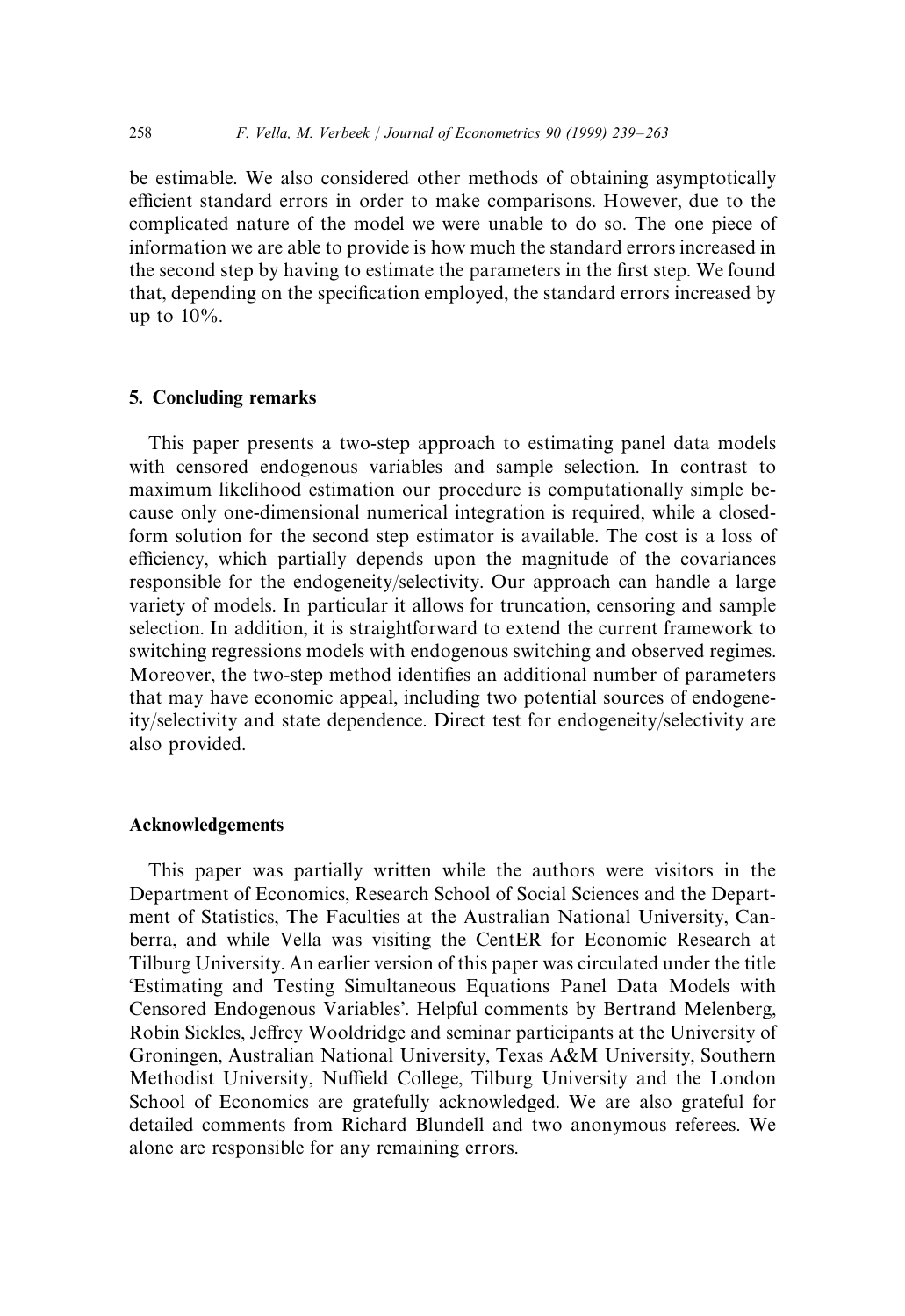be estimable. We also considered other methods of obtaining asymptotically efficient standard errors in order to make comparisons. However, due to the complicated nature of the model we were unable to do so. The one piece of information we are able to provide is how much the standard errors increased in the second step by having to estimate the parameters in the first step. We found that, depending on the specification employed, the standard errors increased by up to 10%.

## 5. Concluding remarks

This paper presents a two-step approach to estimating panel data models with censored endogenous variables and sample selection. In contrast to maximum likelihood estimation our procedure is computationally simple because only one-dimensional numerical integration is required, while a closed-form solution for the second step estimator is available. The cost is a loss of efficiency, which partially depends upon the magnitude of the covariances responsible for the endogeneity/selectivity. Our approach can handle a large variety of models. In particular it allows for truncation, censoring and sample selection. In addition, it is straightforward to extend the current framework to switching regressions models with endogenous switching and observed regimes. Moreover, the two-step method identifies an additional number of parameters that may have economic appeal, including two potential sources of endogeneity/selectivity and state dependence. Direct test for endogeneity/selectivity are also provided.

## Acknowledgements

This paper was partially written while the authors were visitors in the Department of Economics, Research School of Social Sciences and the Department of Statistics, The Faculties at the Australian National University, Canberra, and while Vella was visiting the CentER for Economic Research at Tilburg University. An earlier version of this paper was circulated under the title 'Estimating and Testing Simultaneous Equations Panel Data Models with Censored Endogenous Variables'. Helpful comments by Bertrand Melenberg, Robin Sickles, Jeffrey Wooldridge and seminar participants at the University of Groningen, Australian National University, Texas A&M University, Southern Methodist University, Nuffield College, Tilburg University and the London School of Economics are gratefully acknowledged. We are also grateful for detailed comments from Richard Blundell and two anonymous referees. We alone are responsible for any remaining errors.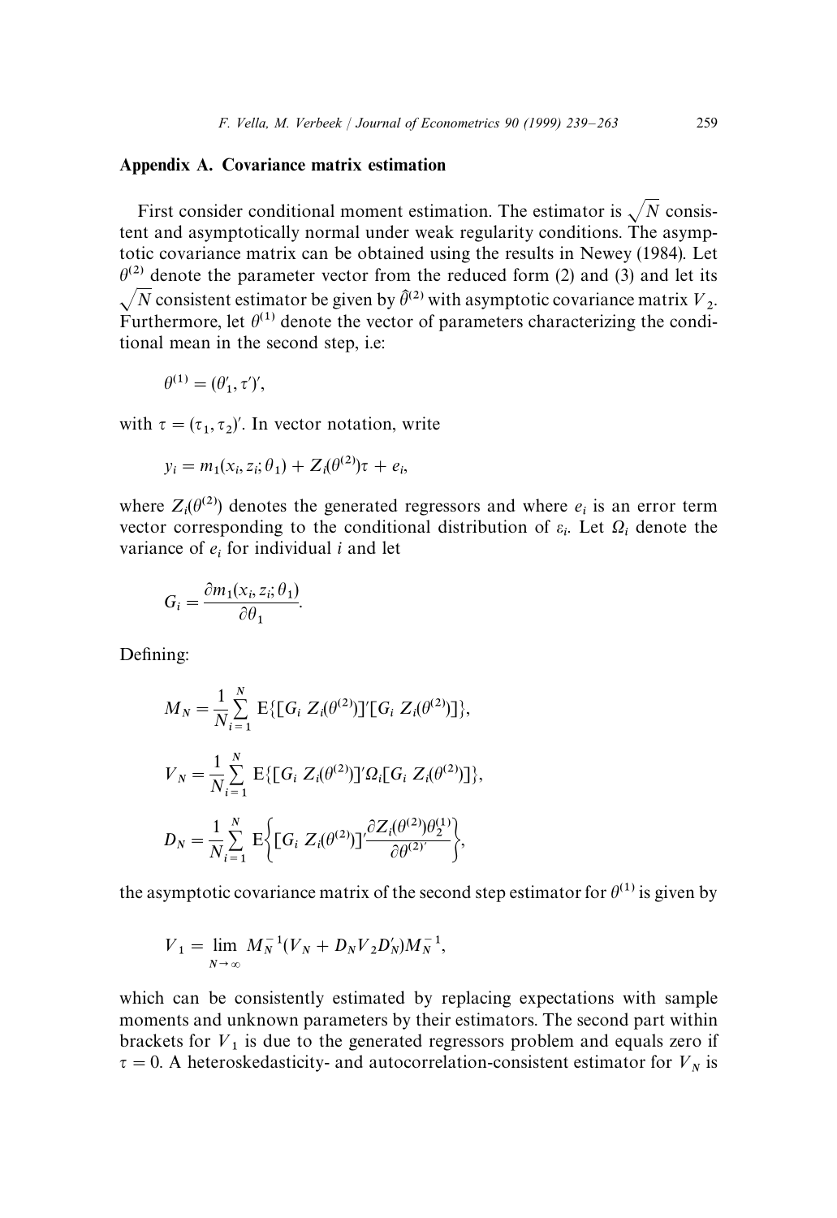## Appendix A. Covariance matrix estimation

First consider conditional moment estimation. The estimator is $\sqrt{N}$ consistent and asymptotically normal under weak regularity conditions. The asymptotic covariance matrix can be obtained using the results in Newey (1984). Let $\theta^{(2)}$ denote the parameter vector from the reduced form (2) and (3) and let its $\sqrt{N}$ consistent estimator be given by $\hat{\theta}^{(2)}$ with asymptotic covariance matrix $V_2$. Furthermore, let $\theta^{(1)}$ denote the vector of parameters characterizing the conditional mean in the second step, i.e:

$$\theta^{(1)} = (\theta_1', \tau')',$$

with $\tau = (\tau_1, \tau_2)'$. In vector notation, write

$$y_i = m_1(x_i, z_i; \theta_1) + Z_i(\theta^{(2)})\tau + e_i,$$

where $Z_i(\theta^{(2)})$ denotes the generated regressors and where $e_i$ is an error term vector corresponding to the conditional distribution of $\varepsilon_i$. Let $\Omega_i$ denote the variance of $e_i$ for individual $i$ and let

$$G_i = \frac{\partial m_1(x_i, z_i; \theta_1)}{\partial \theta_1}.$$

Defining:

$$M_N = \frac{1}{N}\sum_{i=1}^{N} \mathrm{E}\{[G_i \; Z_i(\theta^{(2)})]'[G_i \; Z_i(\theta^{(2)})]\},$$

$$V_N = \frac{1}{N}\sum_{i=1}^{N} \mathrm{E}\{[G_i \; Z_i(\theta^{(2)})]'\Omega_i[G_i \; Z_i(\theta^{(2)})]\},$$

$$D_N = \frac{1}{N}\sum_{i=1}^{N} \mathrm{E}\left\{[G_i \; Z_i(\theta^{(2)})]'\frac{\partial Z_i(\theta^{(2)})\theta_2^{(1)}}{\partial \theta^{(2)'}}\right\},$$

the asymptotic covariance matrix of the second step estimator for $\theta^{(1)}$ is given by

$$V_1 = \lim_{N \to \infty} M_N^{-1}(V_N + D_N V_2 D_N')M_N^{-1},$$

which can be consistently estimated by replacing expectations with sample moments and unknown parameters by their estimators. The second part within brackets for $V_1$ is due to the generated regressors problem and equals zero if $\tau = 0$. A heteroskedasticity- and autocorrelation-consistent estimator for $V_N$ is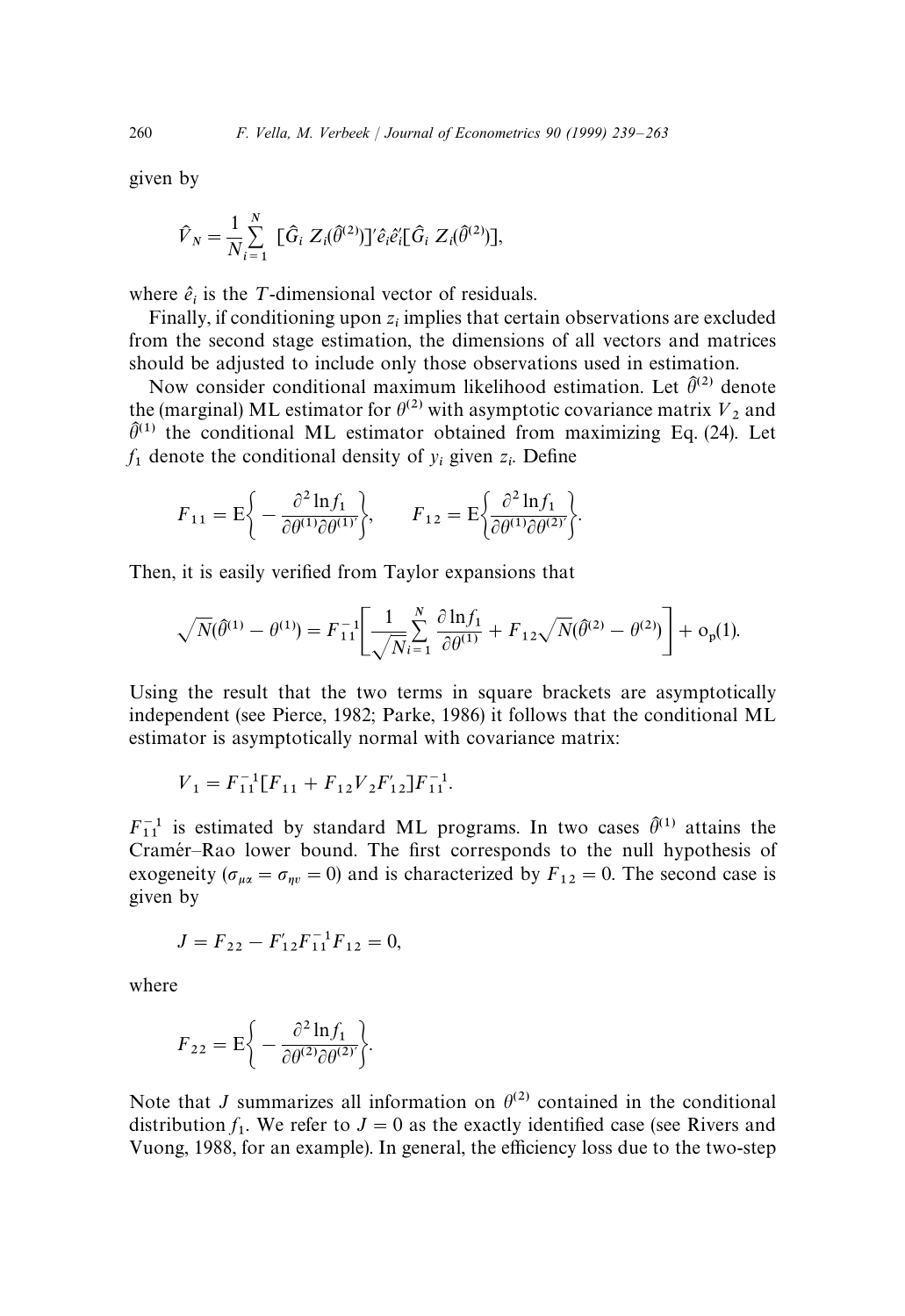given by

$$\hat{V}_N = \frac{1}{N}\sum_{i=1}^{N} [\hat{G}_i \; Z_i(\hat{\theta}^{(2)})]'\hat{e}_i\hat{e}_i'[\hat{G}_i \; Z_i(\hat{\theta}^{(2)})],$$

where $\hat{e}_i$ is the $T$-dimensional vector of residuals.

Finally, if conditioning upon $z_i$ implies that certain observations are excluded from the second stage estimation, the dimensions of all vectors and matrices should be adjusted to include only those observations used in estimation.

Now consider conditional maximum likelihood estimation. Let $\hat{\theta}^{(2)}$ denote the (marginal) ML estimator for $\theta^{(2)}$ with asymptotic covariance matrix $V_2$ and $\hat{\theta}^{(1)}$ the conditional ML estimator obtained from maximizing Eq. (24). Let $f_1$ denote the conditional density of $y_i$ given $z_i$. Define

$$F_{11} = \mathrm{E}\left\{ -\frac{\partial^2 \ln f_1}{\partial\theta^{(1)}\partial\theta^{(1)'}} \right\}, \qquad F_{12} = \mathrm{E}\left\{ \frac{\partial^2 \ln f_1}{\partial\theta^{(1)}\partial\theta^{(2)'}} \right\}.$$

Then, it is easily verified from Taylor expansions that

$$\sqrt{N}(\hat{\theta}^{(1)} - \theta^{(1)}) = F_{11}^{-1}\left[ \frac{1}{\sqrt{N}}\sum_{i=1}^{N} \frac{\partial \ln f_1}{\partial\theta^{(1)}} + F_{12}\sqrt{N}(\hat{\theta}^{(2)} - \theta^{(2)}) \right] + o_p(1).$$

Using the result that the two terms in square brackets are asymptotically independent (see Pierce, 1982; Parke, 1986) it follows that the conditional ML estimator is asymptotically normal with covariance matrix:

$$V_1 = F_{11}^{-1}[F_{11} + F_{12}V_2F_{12}']F_{11}^{-1}.$$

$F_{11}^{-1}$ is estimated by standard ML programs. In two cases $\hat{\theta}^{(1)}$ attains the Cramér–Rao lower bound. The first corresponds to the null hypothesis of exogeneity ($\sigma_{\mu\alpha} = \sigma_{\eta v} = 0$) and is characterized by $F_{12} = 0$. The second case is given by

$$J = F_{22} - F_{12}'F_{11}^{-1}F_{12} = 0,$$

where

$$F_{22} = \mathrm{E}\left\{ -\frac{\partial^2 \ln f_1}{\partial\theta^{(2)}\partial\theta^{(2)'}} \right\}.$$

Note that $J$ summarizes all information on $\theta^{(2)}$ contained in the conditional distribution $f_1$. We refer to $J = 0$ as the exactly identified case (see Rivers and Vuong, 1988, for an example). In general, the efficiency loss due to the two-step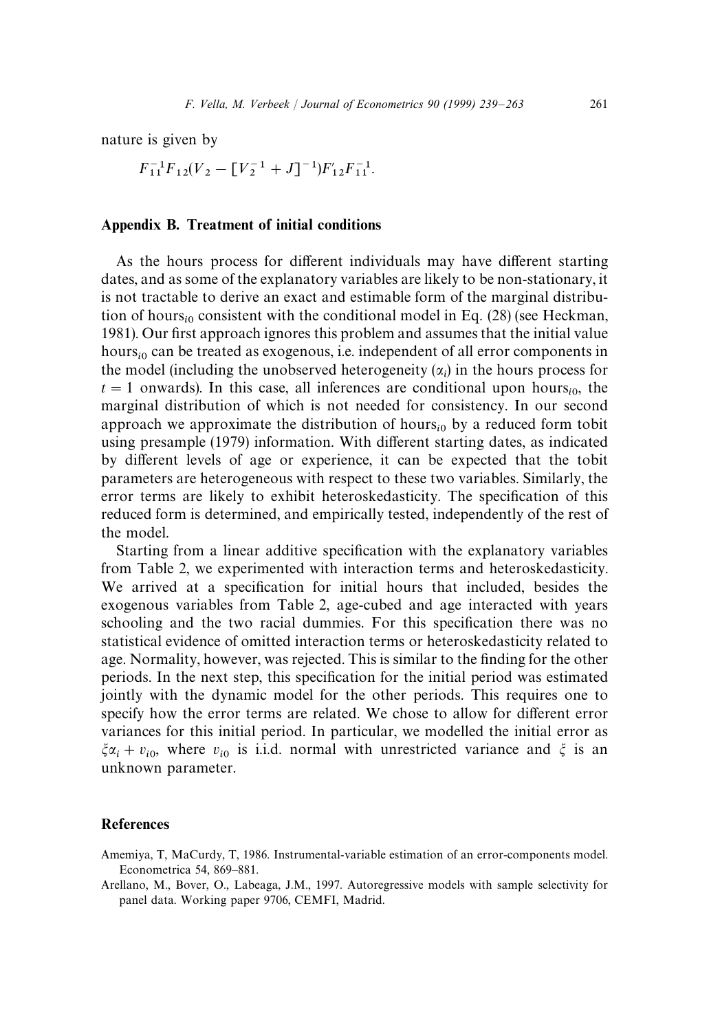nature is given by

$$F_{11}^{-1}F_{12}(V_2 - [V_2^{-1} + J]^{-1})F_{12}'F_{11}^{-1}.$$

## Appendix B. Treatment of initial conditions

As the hours process for different individuals may have different starting dates, and as some of the explanatory variables are likely to be non-stationary, it is not tractable to derive an exact and estimable form of the marginal distribution of hours$_{i0}$ consistent with the conditional model in Eq. (28) (see Heckman, 1981). Our first approach ignores this problem and assumes that the initial value hours$_{i0}$ can be treated as exogenous, i.e. independent of all error components in the model (including the unobserved heterogeneity ($\alpha_i$) in the hours process for $t = 1$ onwards). In this case, all inferences are conditional upon hours$_{i0}$, the marginal distribution of which is not needed for consistency. In our second approach we approximate the distribution of hours$_{i0}$ by a reduced form tobit using presample (1979) information. With different starting dates, as indicated by different levels of age or experience, it can be expected that the tobit parameters are heterogeneous with respect to these two variables. Similarly, the error terms are likely to exhibit heteroskedasticity. The specification of this reduced form is determined, and empirically tested, independently of the rest of the model.

Starting from a linear additive specification with the explanatory variables from Table 2, we experimented with interaction terms and heteroskedasticity. We arrived at a specification for initial hours that included, besides the exogenous variables from Table 2, age-cubed and age interacted with years schooling and the two racial dummies. For this specification there was no statistical evidence of omitted interaction terms or heteroskedasticity related to age. Normality, however, was rejected. This is similar to the finding for the other periods. In the next step, this specification for the initial period was estimated jointly with the dynamic model for the other periods. This requires one to specify how the error terms are related. We chose to allow for different error variances for this initial period. In particular, we modelled the initial error as $\xi\alpha_i + v_{i0}$, where $v_{i0}$ is i.i.d. normal with unrestricted variance and $\xi$ is an unknown parameter.

## References

Amemiya, T, MaCurdy, T, 1986. Instrumental-variable estimation of an error-components model. Econometrica 54, 869–881.

Arellano, M., Bover, O., Labeaga, J.M., 1997. Autoregressive models with sample selectivity for panel data. Working paper 9706, CEMFI, Madrid.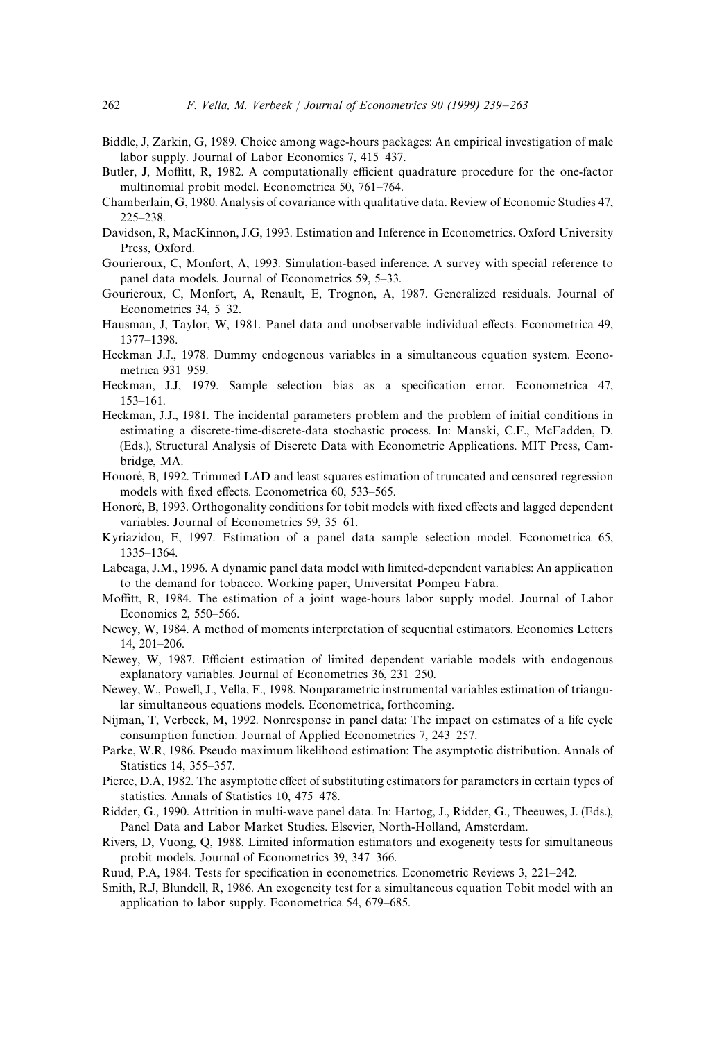Biddle, J, Zarkin, G, 1989. Choice among wage-hours packages: An empirical investigation of male labor supply. Journal of Labor Economics 7, 415–437.

Butler, J, Moffitt, R, 1982. A computationally efficient quadrature procedure for the one-factor multinomial probit model. Econometrica 50, 761–764.

Chamberlain, G, 1980. Analysis of covariance with qualitative data. Review of Economic Studies 47, 225–238.

Davidson, R, MacKinnon, J.G, 1993. Estimation and Inference in Econometrics. Oxford University Press, Oxford.

Gourieroux, C, Monfort, A, 1993. Simulation-based inference. A survey with special reference to panel data models. Journal of Econometrics 59, 5–33.

Gourieroux, C, Monfort, A, Renault, E, Trognon, A, 1987. Generalized residuals. Journal of Econometrics 34, 5–32.

Hausman, J, Taylor, W, 1981. Panel data and unobservable individual effects. Econometrica 49, 1377–1398.

Heckman J.J., 1978. Dummy endogenous variables in a simultaneous equation system. Econometrica 931–959.

Heckman, J.J, 1979. Sample selection bias as a specification error. Econometrica 47, 153–161.

Heckman, J.J., 1981. The incidental parameters problem and the problem of initial conditions in estimating a discrete-time-discrete-data stochastic process. In: Manski, C.F., McFadden, D. (Eds.), Structural Analysis of Discrete Data with Econometric Applications. MIT Press, Cambridge, MA.

Honoré, B, 1992. Trimmed LAD and least squares estimation of truncated and censored regression models with fixed effects. Econometrica 60, 533–565.

Honoré, B, 1993. Orthogonality conditions for tobit models with fixed effects and lagged dependent variables. Journal of Econometrics 59, 35–61.

Kyriazidou, E, 1997. Estimation of a panel data sample selection model. Econometrica 65, 1335–1364.

Labeaga, J.M., 1996. A dynamic panel data model with limited-dependent variables: An application to the demand for tobacco. Working paper, Universitat Pompeu Fabra.

Moffitt, R, 1984. The estimation of a joint wage-hours labor supply model. Journal of Labor Economics 2, 550–566.

Newey, W, 1984. A method of moments interpretation of sequential estimators. Economics Letters 14, 201–206.

Newey, W, 1987. Efficient estimation of limited dependent variable models with endogenous explanatory variables. Journal of Econometrics 36, 231–250.

Newey, W., Powell, J., Vella, F., 1998. Nonparametric instrumental variables estimation of triangular simultaneous equations models. Econometrica, forthcoming.

Nijman, T, Verbeek, M, 1992. Nonresponse in panel data: The impact on estimates of a life cycle consumption function. Journal of Applied Econometrics 7, 243–257.

Parke, W.R, 1986. Pseudo maximum likelihood estimation: The asymptotic distribution. Annals of Statistics 14, 355–357.

Pierce, D.A, 1982. The asymptotic effect of substituting estimators for parameters in certain types of statistics. Annals of Statistics 10, 475–478.

Ridder, G., 1990. Attrition in multi-wave panel data. In: Hartog, J., Ridder, G., Theeuwes, J. (Eds.), Panel Data and Labor Market Studies. Elsevier, North-Holland, Amsterdam.

Rivers, D, Vuong, Q, 1988. Limited information estimators and exogeneity tests for simultaneous probit models. Journal of Econometrics 39, 347–366.

Ruud, P.A, 1984. Tests for specification in econometrics. Econometric Reviews 3, 221–242.

Smith, R.J, Blundell, R, 1986. An exogeneity test for a simultaneous equation Tobit model with an application to labor supply. Econometrica 54, 679–685.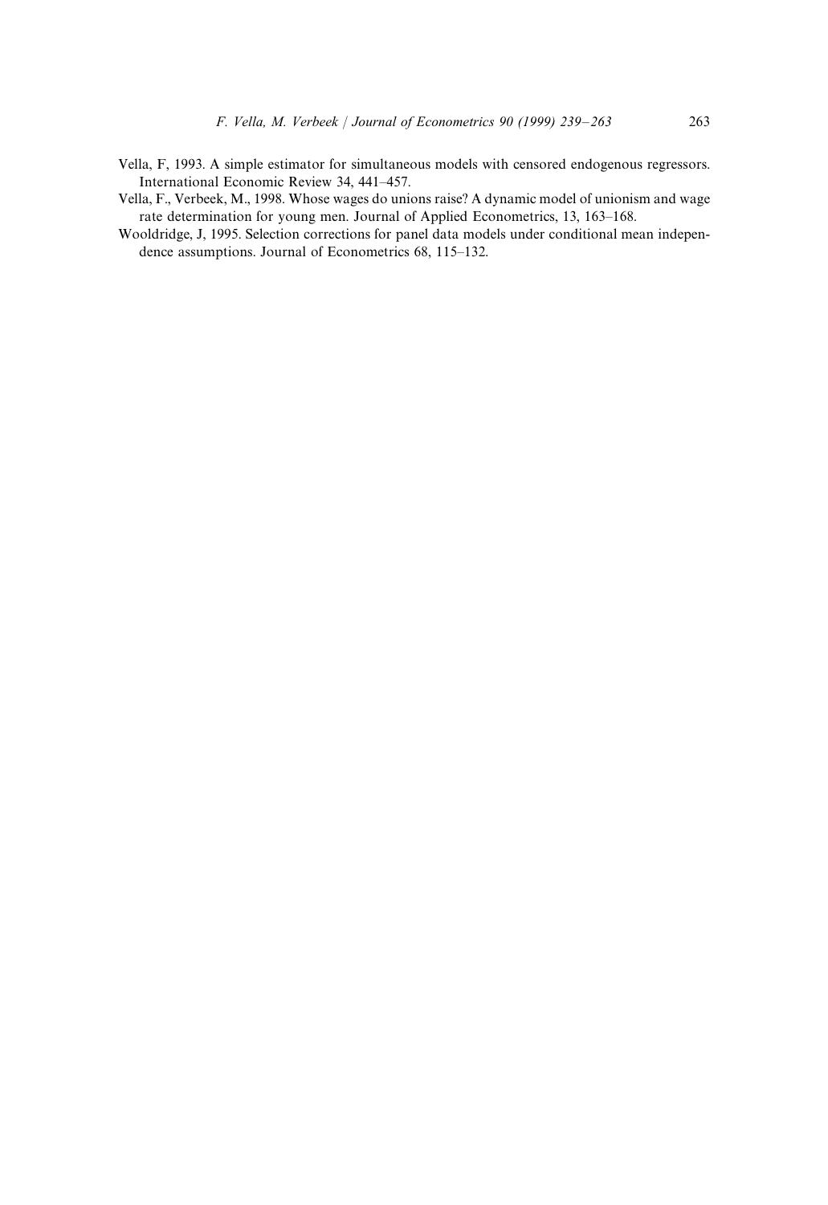Vella, F, 1993. A simple estimator for simultaneous models with censored endogenous regressors. International Economic Review 34, 441–457.

Vella, F., Verbeek, M., 1998. Whose wages do unions raise? A dynamic model of unionism and wage rate determination for young men. Journal of Applied Econometrics, 13, 163–168.

Wooldridge, J, 1995. Selection corrections for panel data models under conditional mean independence assumptions. Journal of Econometrics 68, 115–132.